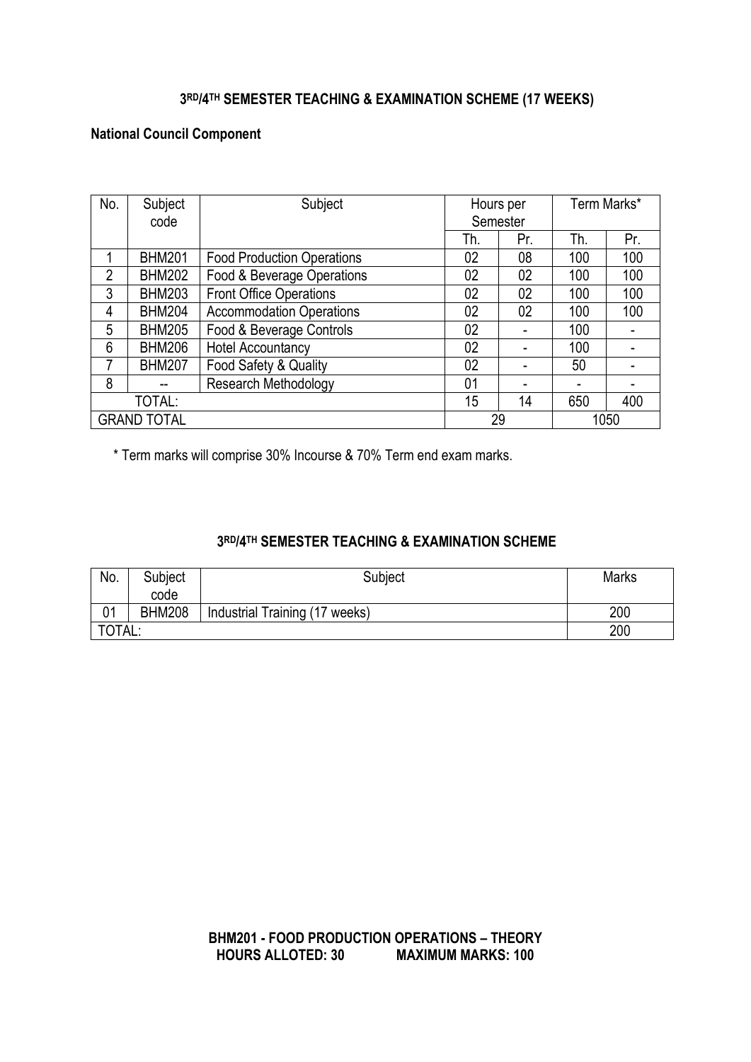## 3RD/4TH SEMESTER TEACHING & EXAMINATION SCHEME (17 WEEKS)

**National Council Component**

| No. | Subject code | Subject | Hours per Semester | | Term Marks* | |
|---|---|---|---|---|---|---|
| | | | Th. | Pr. | Th. | Pr. |
| 1 | BHM201 | Food Production Operations | 02 | 08 | 100 | 100 |
| 2 | BHM202 | Food & Beverage Operations | 02 | 02 | 100 | 100 |
| 3 | BHM203 | Front Office Operations | 02 | 02 | 100 | 100 |
| 4 | BHM204 | Accommodation Operations | 02 | 02 | 100 | 100 |
| 5 | BHM205 | Food & Beverage Controls | 02 | - | 100 | - |
| 6 | BHM206 | Hotel Accountancy | 02 | - | 100 | - |
| 7 | BHM207 | Food Safety & Quality | 02 | - | 50 | - |
| 8 | -- | Research Methodology | 01 | - | - | - |
| TOTAL: | | | 15 | 14 | 650 | 400 |
| GRAND TOTAL | | | 29 | | 1050 | |

\* Term marks will comprise 30% Incourse & 70% Term end exam marks.

## 3RD/4TH SEMESTER TEACHING & EXAMINATION SCHEME

| No. | Subject code | Subject | Marks |
|---|---|---|---|
| 01 | BHM208 | Industrial Training (17 weeks) | 200 |
| TOTAL: | | | 200 |

**BHM201 - FOOD PRODUCTION OPERATIONS – THEORY**
**HOURS ALLOTED: 30 MAXIMUM MARKS: 100**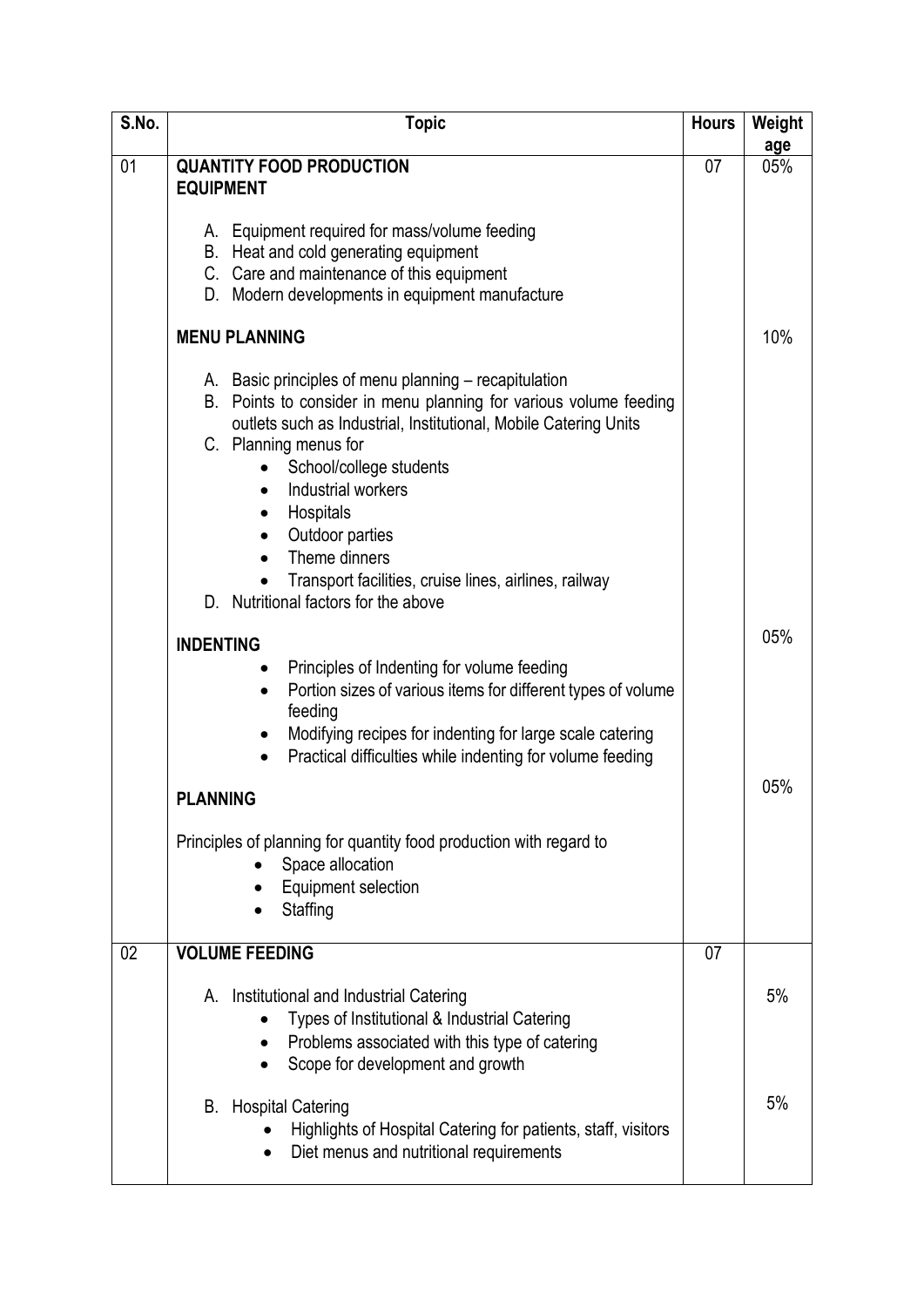| S.No. | Topic | Hours | Weightage |
|---|---|---|---|
| 01 | **QUANTITY FOOD PRODUCTION EQUIPMENT**<br><br>A. Equipment required for mass/volume feeding<br>B. Heat and cold generating equipment<br>C. Care and maintenance of this equipment<br>D. Modern developments in equipment manufacture | 07 | 05% |
| | **MENU PLANNING**<br><br>A. Basic principles of menu planning – recapitulation<br>B. Points to consider in menu planning for various volume feeding outlets such as Industrial, Institutional, Mobile Catering Units<br>C. Planning menus for<br>• School/college students<br>• Industrial workers<br>• Hospitals<br>• Outdoor parties<br>• Theme dinners<br>• Transport facilities, cruise lines, airlines, railway<br>D. Nutritional factors for the above | | 10% |
| | **INDENTING**<br>• Principles of Indenting for volume feeding<br>• Portion sizes of various items for different types of volume feeding<br>• Modifying recipes for indenting for large scale catering<br>• Practical difficulties while indenting for volume feeding | | 05% |
| | **PLANNING**<br><br>Principles of planning for quantity food production with regard to<br>• Space allocation<br>• Equipment selection<br>• Staffing | | 05% |
| 02 | **VOLUME FEEDING** | 07 | |
| | A. Institutional and Industrial Catering<br>• Types of Institutional & Industrial Catering<br>• Problems associated with this type of catering<br>• Scope for development and growth | | 5% |
| | B. Hospital Catering<br>• Highlights of Hospital Catering for patients, staff, visitors<br>• Diet menus and nutritional requirements | | 5% |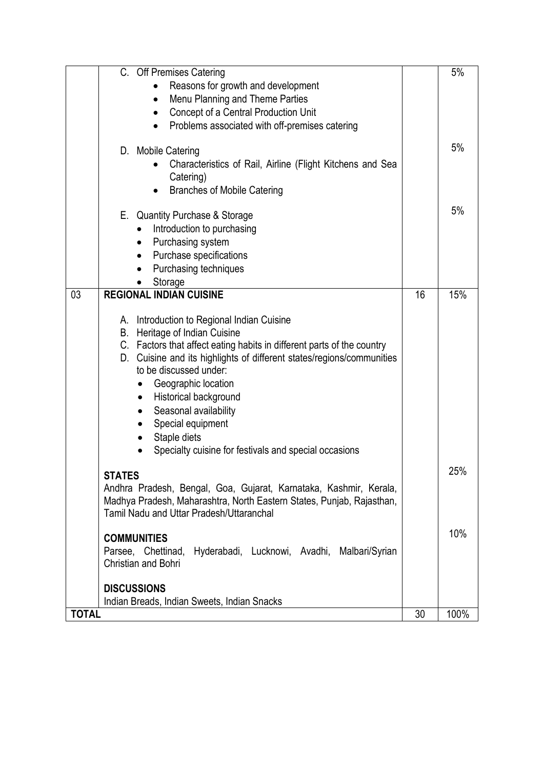| | | | |
|---|---|---|---|
| | C. Off Premises Catering<br>• Reasons for growth and development<br>• Menu Planning and Theme Parties<br>• Concept of a Central Production Unit<br>• Problems associated with off-premises catering | | 5% |
| | D. Mobile Catering<br>• Characteristics of Rail, Airline (Flight Kitchens and Sea Catering)<br>• Branches of Mobile Catering | | 5% |
| | E. Quantity Purchase & Storage<br>• Introduction to purchasing<br>• Purchasing system<br>• Purchase specifications<br>• Purchasing techniques<br>• Storage | | 5% |
| 03 | **REGIONAL INDIAN CUISINE**<br><br>A. Introduction to Regional Indian Cuisine<br>B. Heritage of Indian Cuisine<br>C. Factors that affect eating habits in different parts of the country<br>D. Cuisine and its highlights of different states/regions/communities to be discussed under:<br>• Geographic location<br>• Historical background<br>• Seasonal availability<br>• Special equipment<br>• Staple diets<br>• Specialty cuisine for festivals and special occasions | 16 | 15% |
| | **STATES**<br>Andhra Pradesh, Bengal, Goa, Gujarat, Karnataka, Kashmir, Kerala, Madhya Pradesh, Maharashtra, North Eastern States, Punjab, Rajasthan, Tamil Nadu and Uttar Pradesh/Uttaranchal | | 25% |
| | **COMMUNITIES**<br>Parsee, Chettinad, Hyderabadi, Lucknowi, Avadhi, Malbari/Syrian Christian and Bohri | | 10% |
| | **DISCUSSIONS**<br>Indian Breads, Indian Sweets, Indian Snacks | | |
| **TOTAL** | | 30 | 100% |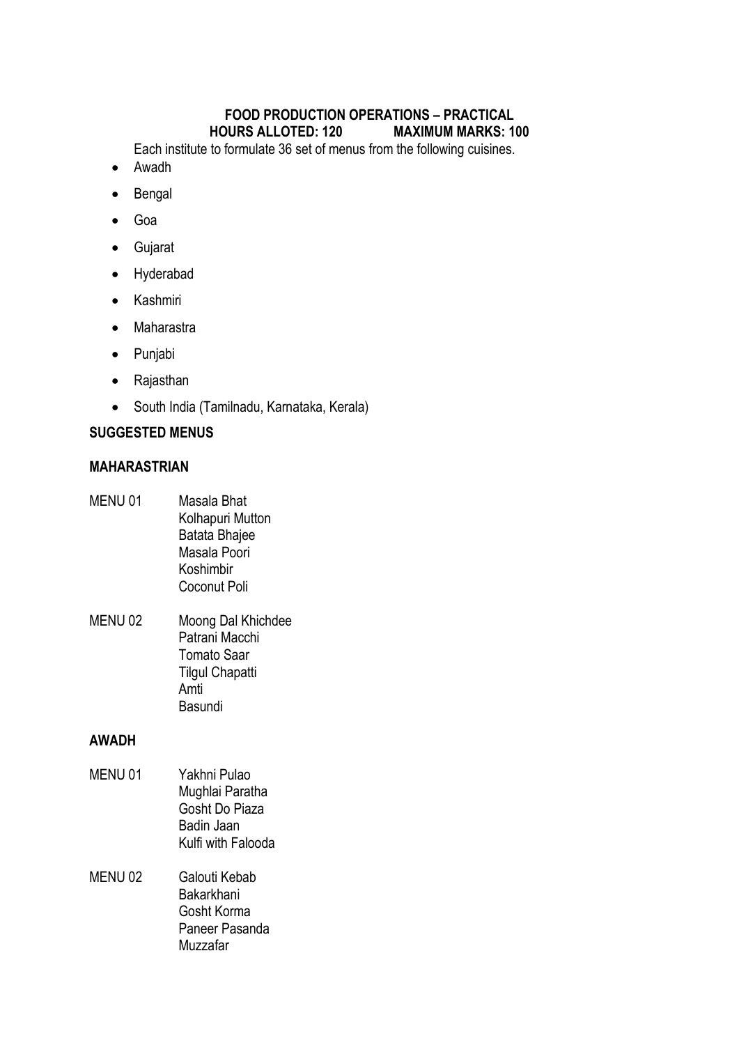**FOOD PRODUCTION OPERATIONS – PRACTICAL**
**HOURS ALLOTED: 120 MAXIMUM MARKS: 100**

Each institute to formulate 36 set of menus from the following cuisines.

- Awadh
- Bengal
- Goa
- Gujarat
- Hyderabad
- Kashmiri
- Maharastra
- Punjabi
- Rajasthan
- South India (Tamilnadu, Karnataka, Kerala)

**SUGGESTED MENUS**

**MAHARASTRIAN**

MENU 01
- Masala Bhat
- Kolhapuri Mutton
- Batata Bhajee
- Masala Poori
- Koshimbir
- Coconut Poli

MENU 02
- Moong Dal Khichdee
- Patrani Macchi
- Tomato Saar
- Tilgul Chapatti
- Amti
- Basundi

**AWADH**

MENU 01
- Yakhni Pulao
- Mughlai Paratha
- Gosht Do Piaza
- Badin Jaan
- Kulfi with Falooda

MENU 02
- Galouti Kebab
- Bakarkhani
- Gosht Korma
- Paneer Pasanda
- Muzzafar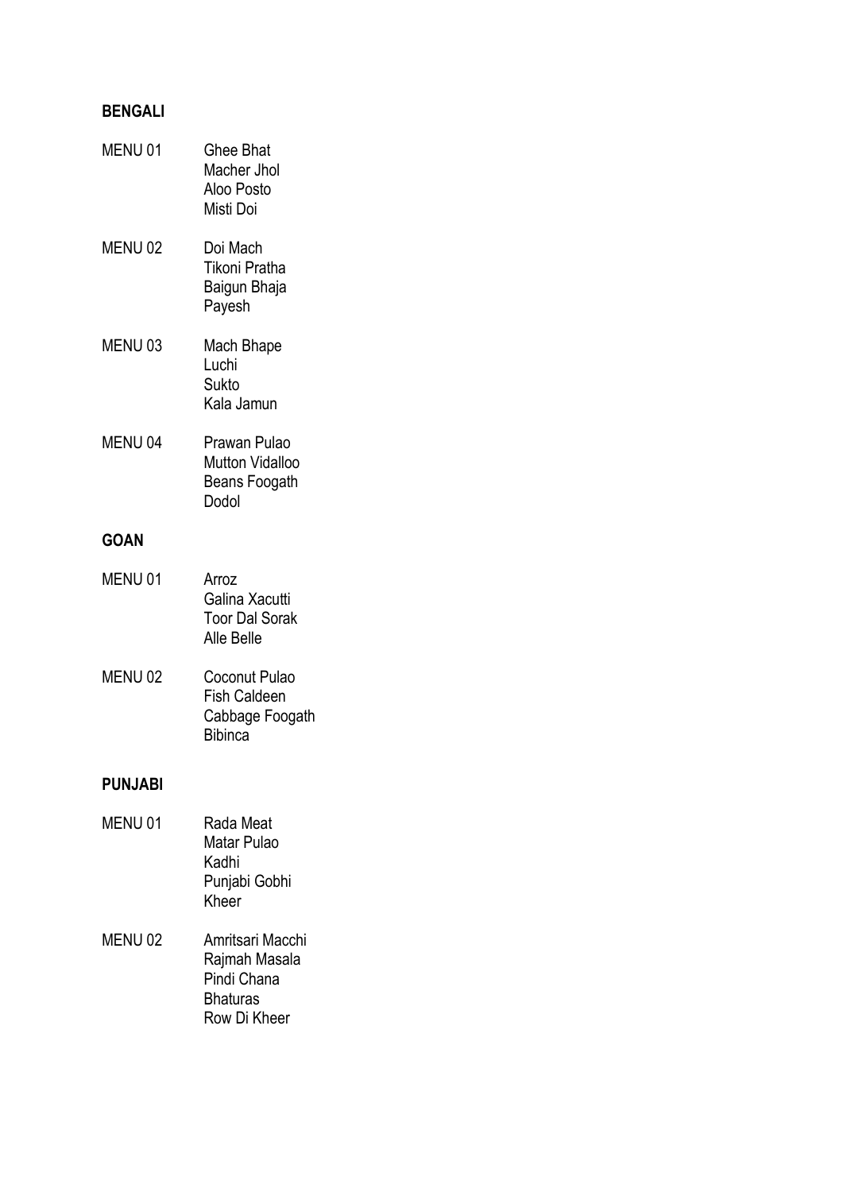## BENGALI

| | |
|---|---|
| MENU 01 | Ghee Bhat<br>Macher Jhol<br>Aloo Posto<br>Misti Doi |
| MENU 02 | Doi Mach<br>Tikoni Pratha<br>Baigun Bhaja<br>Payesh |
| MENU 03 | Mach Bhape<br>Luchi<br>Sukto<br>Kala Jamun |
| MENU 04 | Prawan Pulao<br>Mutton Vidalloo<br>Beans Foogath<br>Dodol |

## GOAN

| | |
|---|---|
| MENU 01 | Arroz<br>Galina Xacutti<br>Toor Dal Sorak<br>Alle Belle |
| MENU 02 | Coconut Pulao<br>Fish Caldeen<br>Cabbage Foogath<br>Bibinca |

## PUNJABI

| | |
|---|---|
| MENU 01 | Rada Meat<br>Matar Pulao<br>Kadhi<br>Punjabi Gobhi<br>Kheer |
| MENU 02 | Amritsari Macchi<br>Rajmah Masala<br>Pindi Chana<br>Bhaturas<br>Row Di Kheer |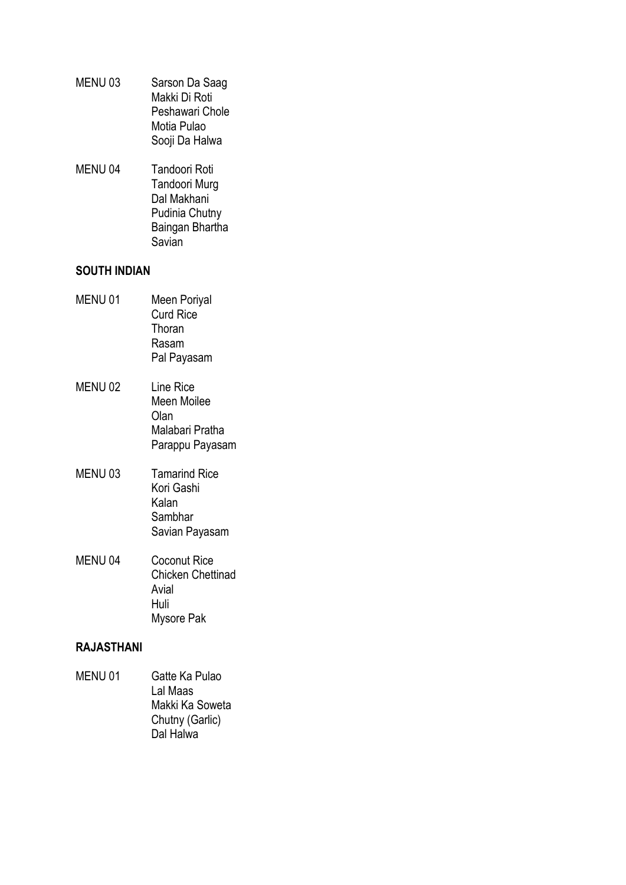MENU 03 Sarson Da Saag
Makki Di Roti
Peshawari Chole
Motia Pulao
Sooji Da Halwa

MENU 04 Tandoori Roti
Tandoori Murg
Dal Makhani
Pudinia Chutny
Baingan Bhartha
Savian

**SOUTH INDIAN**

MENU 01 Meen Poriyal
Curd Rice
Thoran
Rasam
Pal Payasam

MENU 02 Line Rice
Meen Moilee
Olan
Malabari Pratha
Parappu Payasam

MENU 03 Tamarind Rice
Kori Gashi
Kalan
Sambhar
Savian Payasam

MENU 04 Coconut Rice
Chicken Chettinad
Avial
Huli
Mysore Pak

**RAJASTHANI**

MENU 01 Gatte Ka Pulao
Lal Maas
Makki Ka Soweta
Chutny (Garlic)
Dal Halwa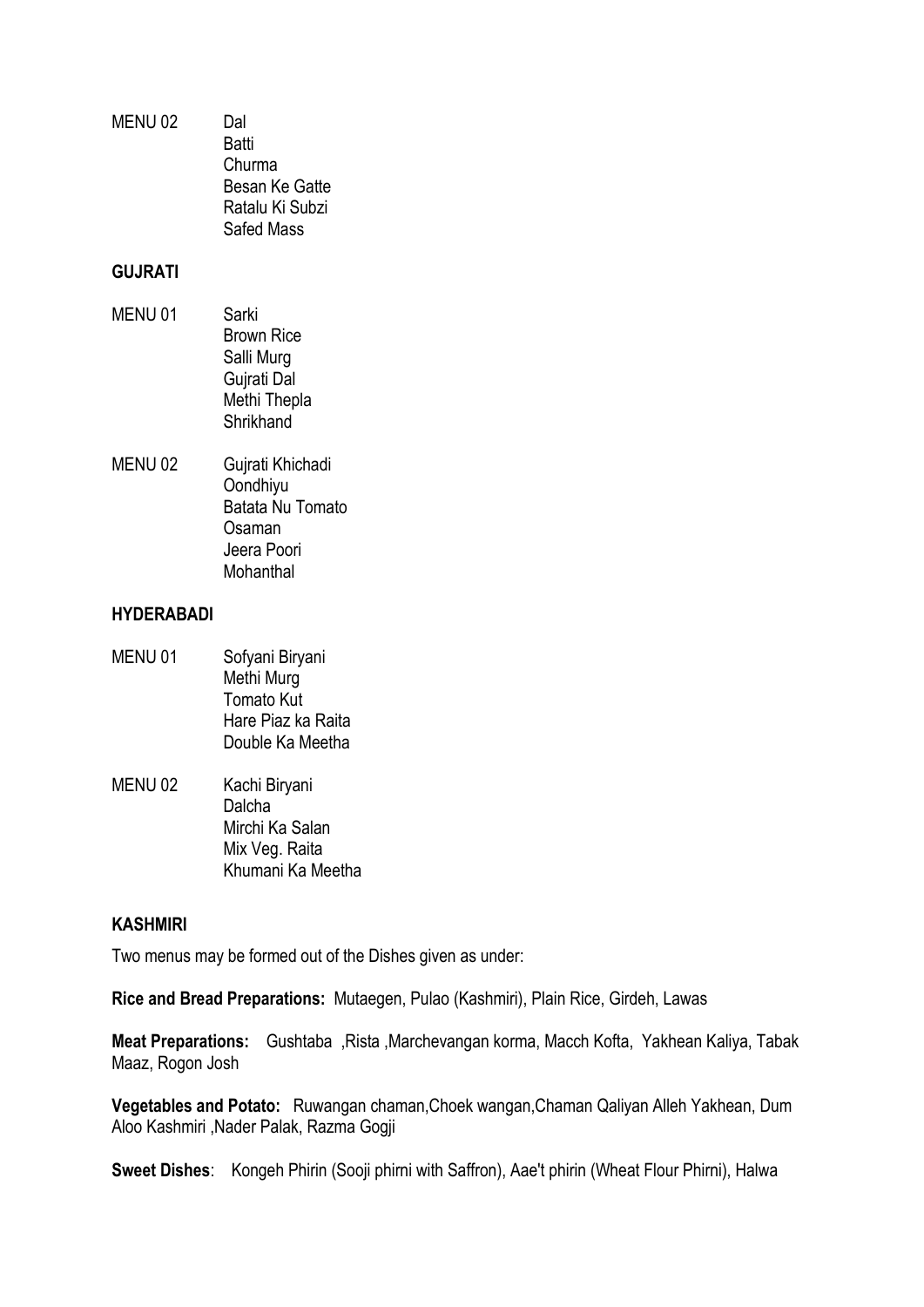MENU 02
- Dal
- Batti
- Churma
- Besan Ke Gatte
- Ratalu Ki Subzi
- Safed Mass

**GUJRATI**

MENU 01
- Sarki
- Brown Rice
- Salli Murg
- Gujrati Dal
- Methi Thepla
- Shrikhand

MENU 02
- Gujrati Khichadi
- Oondhiyu
- Batata Nu Tomato
- Osaman
- Jeera Poori
- Mohanthal

**HYDERABADI**

MENU 01
- Sofyani Biryani
- Methi Murg
- Tomato Kut
- Hare Piaz ka Raita
- Double Ka Meetha

MENU 02
- Kachi Biryani
- Dalcha
- Mirchi Ka Salan
- Mix Veg. Raita
- Khumani Ka Meetha

**KASHMIRI**

Two menus may be formed out of the Dishes given as under:

**Rice and Bread Preparations:** Mutaegen, Pulao (Kashmiri), Plain Rice, Girdeh, Lawas

**Meat Preparations:** Gushtaba ,Rista ,Marchevangan korma, Macch Kofta, Yakhean Kaliya, Tabak Maaz, Rogon Josh

**Vegetables and Potato:** Ruwangan chaman,Choek wangan,Chaman Qaliyan Alleh Yakhean, Dum Aloo Kashmiri ,Nader Palak, Razma Gogji

**Sweet Dishes**: Kongeh Phirin (Sooji phirni with Saffron), Aae't phirin (Wheat Flour Phirni), Halwa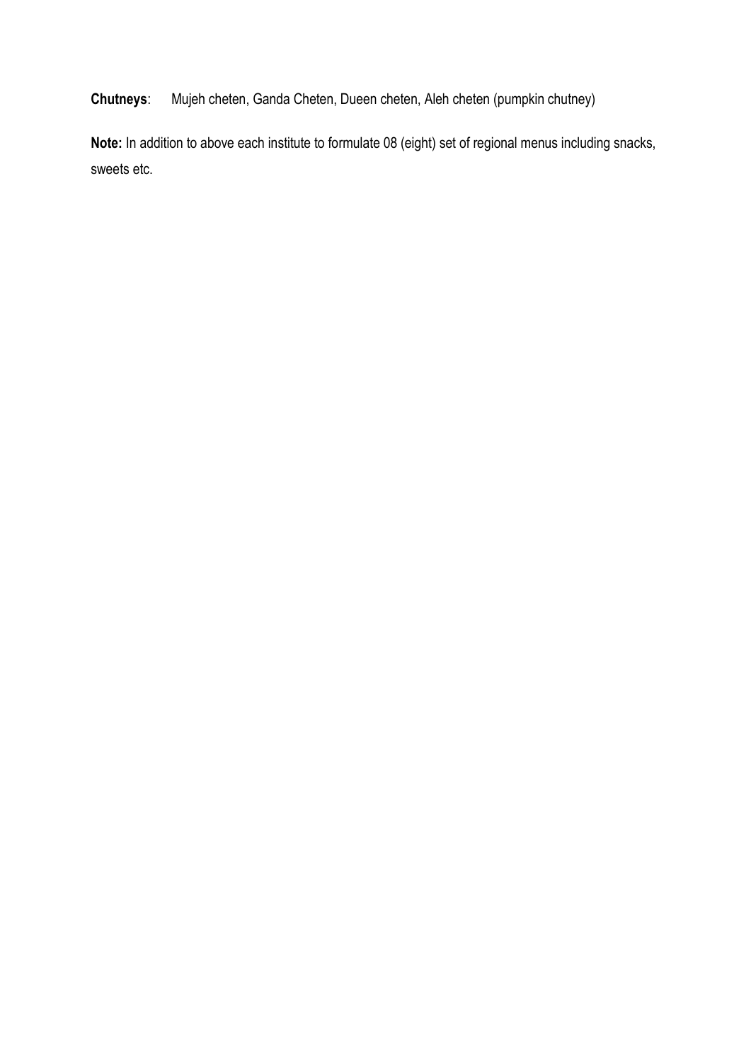**Chutneys**: Mujeh cheten, Ganda Cheten, Dueen cheten, Aleh cheten (pumpkin chutney)

**Note:** In addition to above each institute to formulate 08 (eight) set of regional menus including snacks, sweets etc.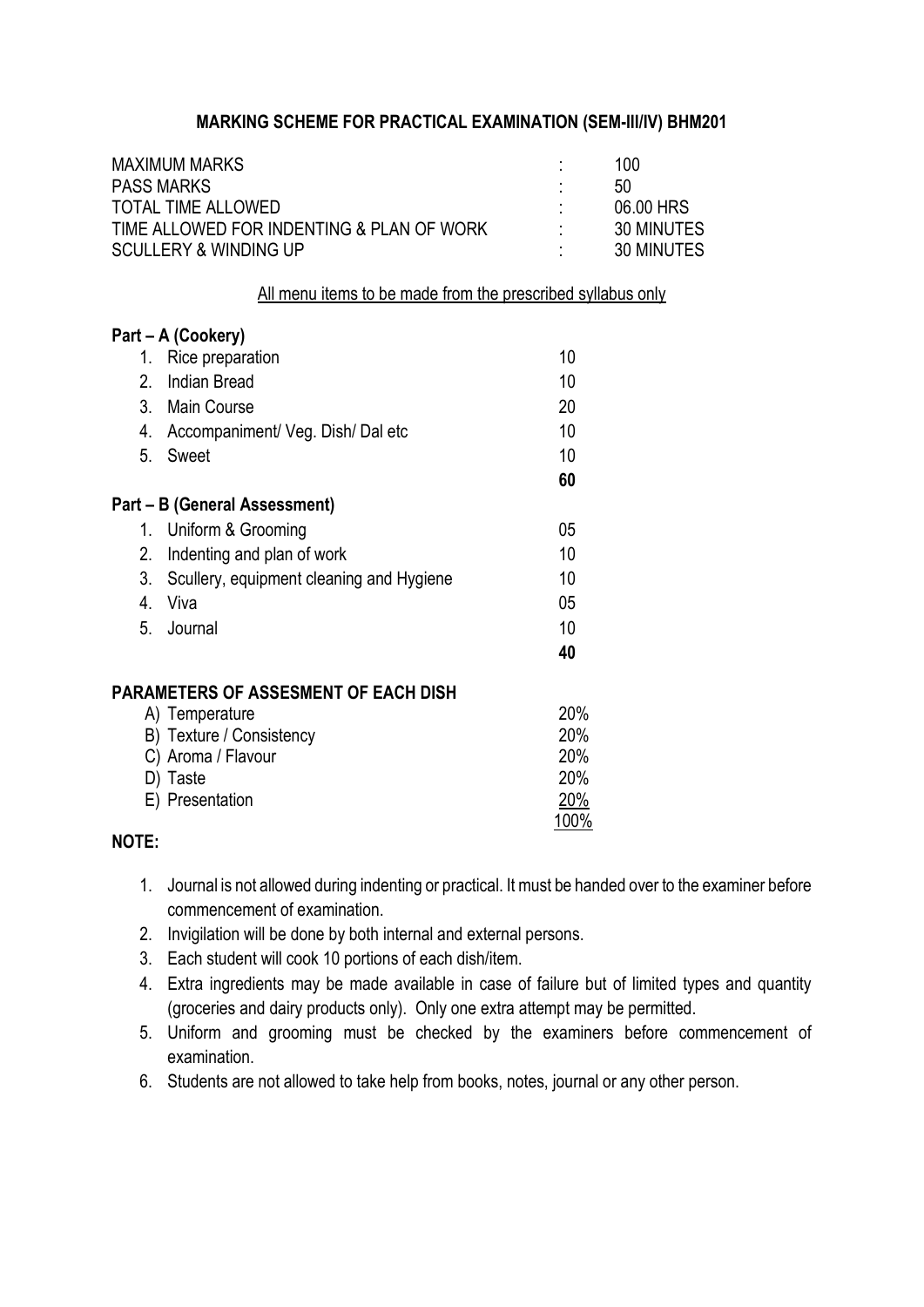## MARKING SCHEME FOR PRACTICAL EXAMINATION (SEM-III/IV) BHM201

| | | |
|---|---|---|
| MAXIMUM MARKS | : | 100 |
| PASS MARKS | : | 50 |
| TOTAL TIME ALLOWED | : | 06.00 HRS |
| TIME ALLOWED FOR INDENTING & PLAN OF WORK | : | 30 MINUTES |
| SCULLERY & WINDING UP | : | 30 MINUTES |

All menu items to be made from the prescribed syllabus only

**Part – A (Cookery)**

| | | |
|---|---|---|
| 1. | Rice preparation | 10 |
| 2. | Indian Bread | 10 |
| 3. | Main Course | 20 |
| 4. | Accompaniment/ Veg. Dish/ Dal etc | 10 |
| 5. | Sweet | 10 |
| | | **60** |

**Part – B (General Assessment)**

| | | |
|---|---|---|
| 1. | Uniform & Grooming | 05 |
| 2. | Indenting and plan of work | 10 |
| 3. | Scullery, equipment cleaning and Hygiene | 10 |
| 4. | Viva | 05 |
| 5. | Journal | 10 |
| | | **40** |

**PARAMETERS OF ASSESMENT OF EACH DISH**

| | |
|---|---|
| A) Temperature | 20% |
| B) Texture / Consistency | 20% |
| C) Aroma / Flavour | 20% |
| D) Taste | 20% |
| E) Presentation | 20% |
| | 100% |

**NOTE:**

1. Journal is not allowed during indenting or practical. It must be handed over to the examiner before commencement of examination.
2. Invigilation will be done by both internal and external persons.
3. Each student will cook 10 portions of each dish/item.
4. Extra ingredients may be made available in case of failure but of limited types and quantity (groceries and dairy products only). Only one extra attempt may be permitted.
5. Uniform and grooming must be checked by the examiners before commencement of examination.
6. Students are not allowed to take help from books, notes, journal or any other person.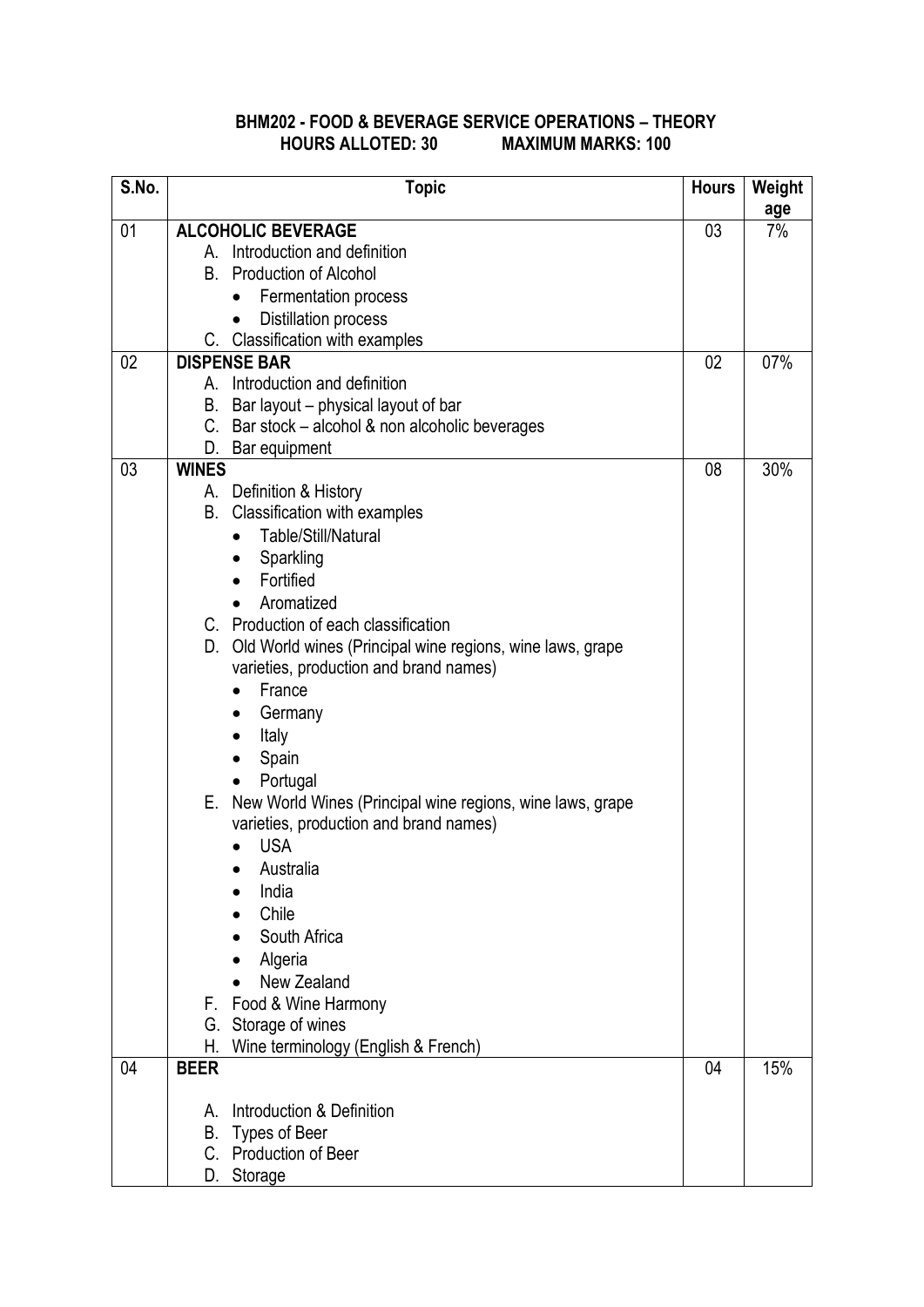**BHM202 - FOOD & BEVERAGE SERVICE OPERATIONS – THEORY**
**HOURS ALLOTED: 30 MAXIMUM MARKS: 100**

| S.No. | Topic | Hours | Weightage |
|---|---|---|---|
| 01 | **ALCOHOLIC BEVERAGE**<br>A. Introduction and definition<br>B. Production of Alcohol<br>• Fermentation process<br>• Distillation process<br>C. Classification with examples | 03 | 7% |
| 02 | **DISPENSE BAR**<br>A. Introduction and definition<br>B. Bar layout – physical layout of bar<br>C. Bar stock – alcohol & non alcoholic beverages<br>D. Bar equipment | 02 | 07% |
| 03 | **WINES**<br>A. Definition & History<br>B. Classification with examples<br>• Table/Still/Natural<br>• Sparkling<br>• Fortified<br>• Aromatized<br>C. Production of each classification<br>D. Old World wines (Principal wine regions, wine laws, grape varieties, production and brand names)<br>• France<br>• Germany<br>• Italy<br>• Spain<br>• Portugal<br>E. New World Wines (Principal wine regions, wine laws, grape varieties, production and brand names)<br>• USA<br>• Australia<br>• India<br>• Chile<br>• South Africa<br>• Algeria<br>• New Zealand<br>F. Food & Wine Harmony<br>G. Storage of wines<br>H. Wine terminology (English & French) | 08 | 30% |
| 04 | **BEER**<br>A. Introduction & Definition<br>B. Types of Beer<br>C. Production of Beer<br>D. Storage | 04 | 15% |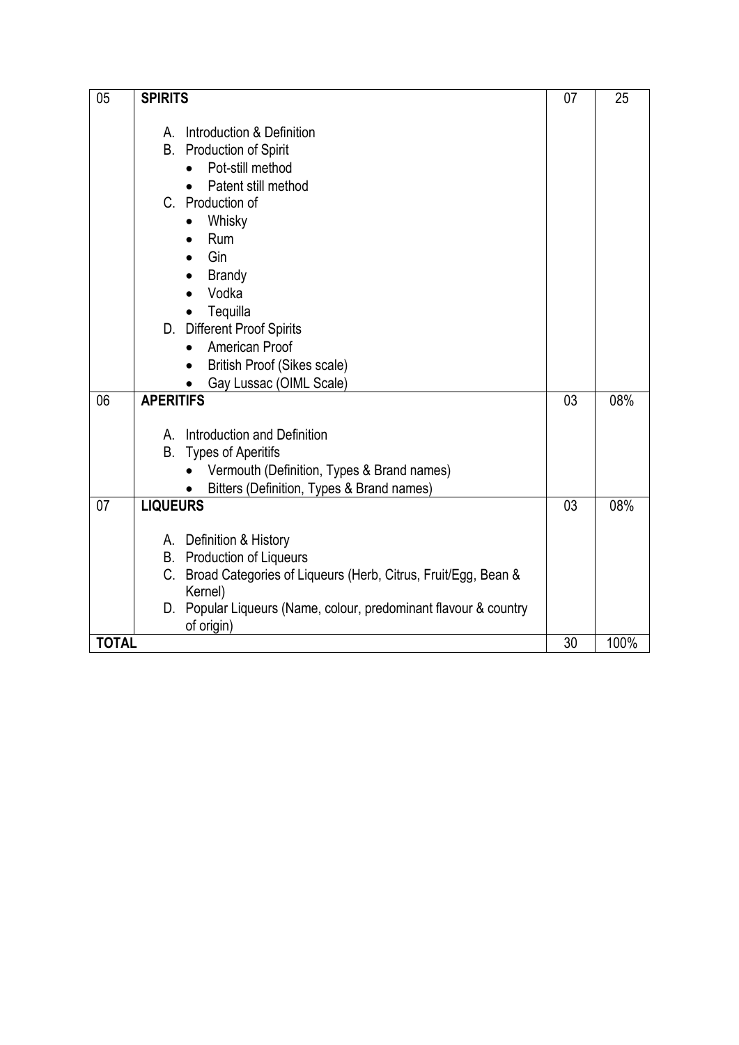| 05 | **SPIRITS**<br><br>A. Introduction & Definition<br>B. Production of Spirit<br>• Pot-still method<br>• Patent still method<br>C. Production of<br>• Whisky<br>• Rum<br>• Gin<br>• Brandy<br>• Vodka<br>• Tequilla<br>D. Different Proof Spirits<br>• American Proof<br>• British Proof (Sikes scale)<br>• Gay Lussac (OIML Scale) | 07 | 25 |
|---|---|---|---|
| 06 | **APERITIFS**<br><br>A. Introduction and Definition<br>B. Types of Aperitifs<br>• Vermouth (Definition, Types & Brand names)<br>• Bitters (Definition, Types & Brand names) | 03 | 08% |
| 07 | **LIQUEURS**<br><br>A. Definition & History<br>B. Production of Liqueurs<br>C. Broad Categories of Liqueurs (Herb, Citrus, Fruit/Egg, Bean & Kernel)<br>D. Popular Liqueurs (Name, colour, predominant flavour & country of origin) | 03 | 08% |
| **TOTAL** | | 30 | 100% |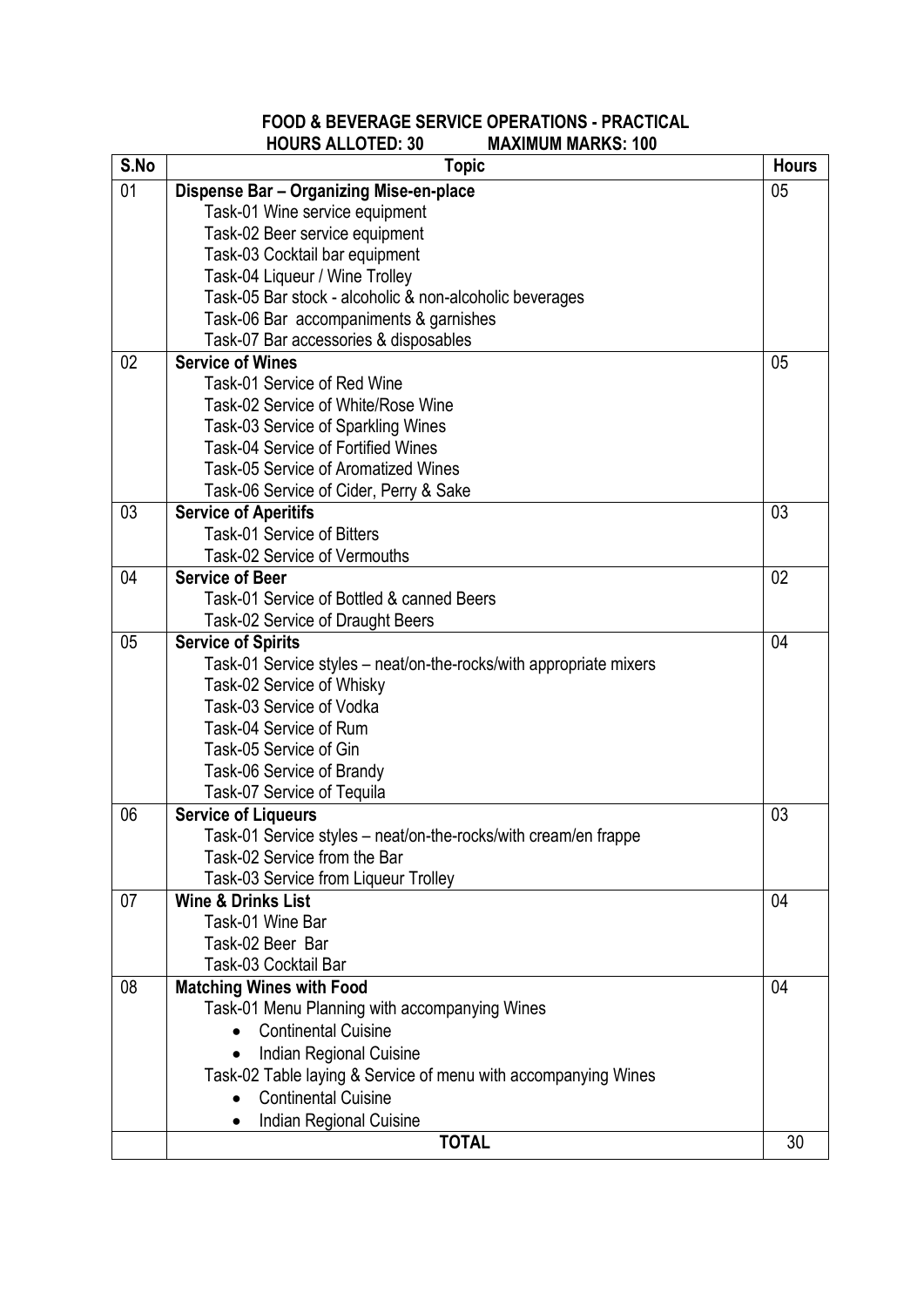**FOOD & BEVERAGE SERVICE OPERATIONS - PRACTICAL**

**HOURS ALLOTED: 30 MAXIMUM MARKS: 100**

| S.No | Topic | Hours |
|---|---|---|
| 01 | **Dispense Bar – Organizing Mise-en-place**<br>Task-01 Wine service equipment<br>Task-02 Beer service equipment<br>Task-03 Cocktail bar equipment<br>Task-04 Liqueur / Wine Trolley<br>Task-05 Bar stock - alcoholic & non-alcoholic beverages<br>Task-06 Bar accompaniments & garnishes<br>Task-07 Bar accessories & disposables | 05 |
| 02 | **Service of Wines**<br>Task-01 Service of Red Wine<br>Task-02 Service of White/Rose Wine<br>Task-03 Service of Sparkling Wines<br>Task-04 Service of Fortified Wines<br>Task-05 Service of Aromatized Wines<br>Task-06 Service of Cider, Perry & Sake | 05 |
| 03 | **Service of Aperitifs**<br>Task-01 Service of Bitters<br>Task-02 Service of Vermouths | 03 |
| 04 | **Service of Beer**<br>Task-01 Service of Bottled & canned Beers<br>Task-02 Service of Draught Beers | 02 |
| 05 | **Service of Spirits**<br>Task-01 Service styles – neat/on-the-rocks/with appropriate mixers<br>Task-02 Service of Whisky<br>Task-03 Service of Vodka<br>Task-04 Service of Rum<br>Task-05 Service of Gin<br>Task-06 Service of Brandy<br>Task-07 Service of Tequila | 04 |
| 06 | **Service of Liqueurs**<br>Task-01 Service styles – neat/on-the-rocks/with cream/en frappe<br>Task-02 Service from the Bar<br>Task-03 Service from Liqueur Trolley | 03 |
| 07 | **Wine & Drinks List**<br>Task-01 Wine Bar<br>Task-02 Beer Bar<br>Task-03 Cocktail Bar | 04 |
| 08 | **Matching Wines with Food**<br>Task-01 Menu Planning with accompanying Wines<br>• Continental Cuisine<br>• Indian Regional Cuisine<br>Task-02 Table laying & Service of menu with accompanying Wines<br>• Continental Cuisine<br>• Indian Regional Cuisine | 04 |
| | **TOTAL** | 30 |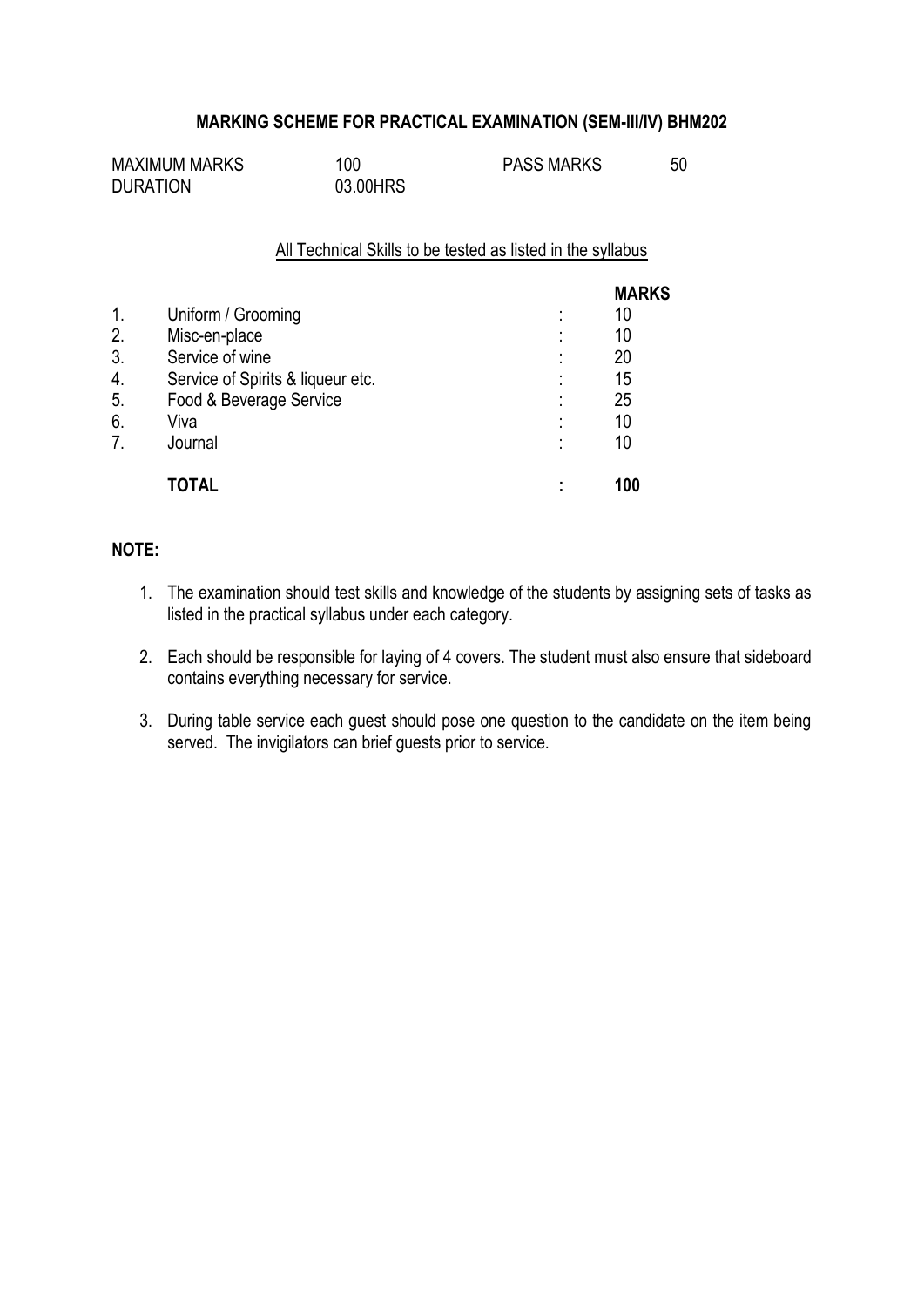## MARKING SCHEME FOR PRACTICAL EXAMINATION (SEM-III/IV) BHM202

| | | | |
|---|---|---|---|
| MAXIMUM MARKS | 100 | PASS MARKS | 50 |
| DURATION | 03.00HRS | | |

All Technical Skills to be tested as listed in the syllabus

| | | | MARKS |
|---|---|---|---|
| 1. | Uniform / Grooming | : | 10 |
| 2. | Misc-en-place | : | 10 |
| 3. | Service of wine | : | 20 |
| 4. | Service of Spirits & liqueur etc. | : | 15 |
| 5. | Food & Beverage Service | : | 25 |
| 6. | Viva | : | 10 |
| 7. | Journal | : | 10 |
| | **TOTAL** | **:** | **100** |

**NOTE:**

1. The examination should test skills and knowledge of the students by assigning sets of tasks as listed in the practical syllabus under each category.
2. Each should be responsible for laying of 4 covers. The student must also ensure that sideboard contains everything necessary for service.
3. During table service each guest should pose one question to the candidate on the item being served. The invigilators can brief guests prior to service.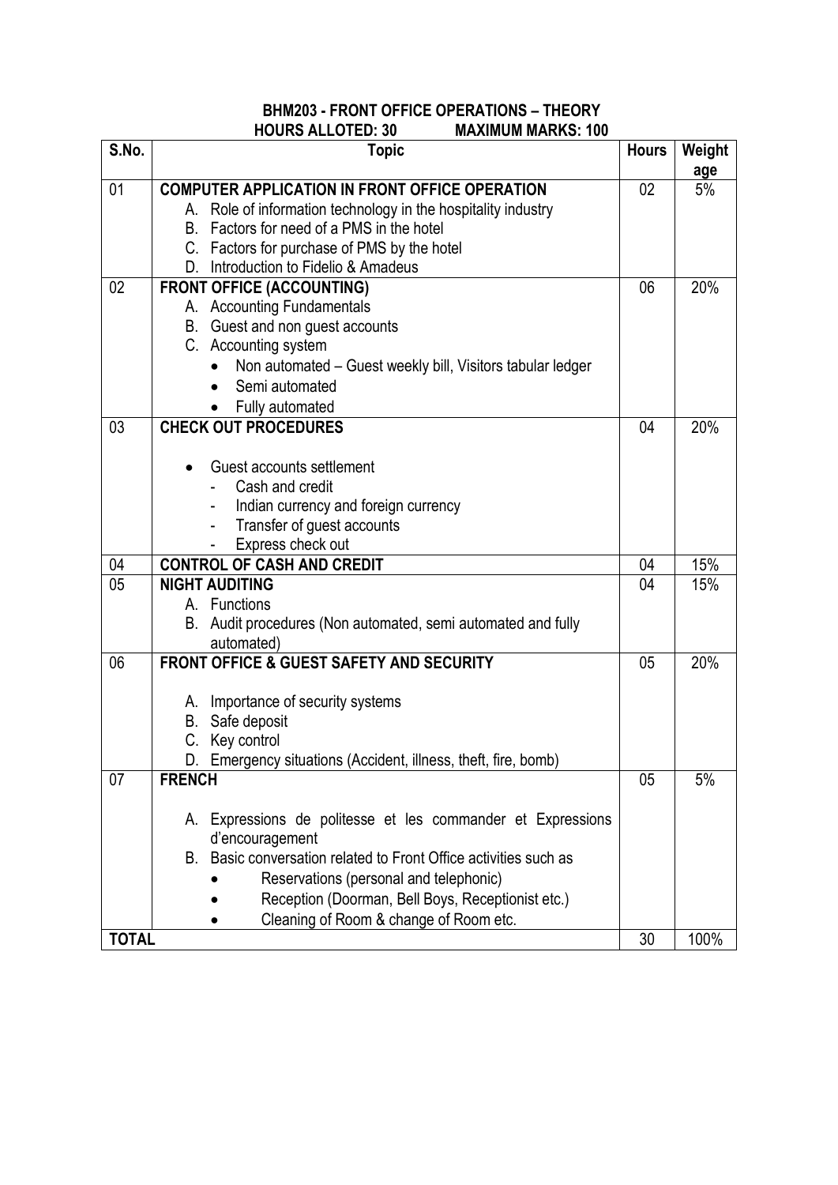# BHM203 - FRONT OFFICE OPERATIONS – THEORY

**HOURS ALLOTED: 30 MAXIMUM MARKS: 100**

| S.No. | Topic | Hours | Weightage |
|---|---|---|---|
| 01 | **COMPUTER APPLICATION IN FRONT OFFICE OPERATION**<br>A. Role of information technology in the hospitality industry<br>B. Factors for need of a PMS in the hotel<br>C. Factors for purchase of PMS by the hotel<br>D. Introduction to Fidelio & Amadeus | 02 | 5% |
| 02 | **FRONT OFFICE (ACCOUNTING)**<br>A. Accounting Fundamentals<br>B. Guest and non guest accounts<br>C. Accounting system<br>• Non automated – Guest weekly bill, Visitors tabular ledger<br>• Semi automated<br>• Fully automated | 06 | 20% |
| 03 | **CHECK OUT PROCEDURES**<br>• Guest accounts settlement<br>- Cash and credit<br>- Indian currency and foreign currency<br>- Transfer of guest accounts<br>- Express check out | 04 | 20% |
| 04 | **CONTROL OF CASH AND CREDIT** | 04 | 15% |
| 05 | **NIGHT AUDITING**<br>A. Functions<br>B. Audit procedures (Non automated, semi automated and fully automated) | 04 | 15% |
| 06 | **FRONT OFFICE & GUEST SAFETY AND SECURITY**<br>A. Importance of security systems<br>B. Safe deposit<br>C. Key control<br>D. Emergency situations (Accident, illness, theft, fire, bomb) | 05 | 20% |
| 07 | **FRENCH**<br>A. Expressions de politesse et les commander et Expressions d'encouragement<br>B. Basic conversation related to Front Office activities such as<br>• Reservations (personal and telephonic)<br>• Reception (Doorman, Bell Boys, Receptionist etc.)<br>• Cleaning of Room & change of Room etc. | 05 | 5% |
| **TOTAL** | | 30 | 100% |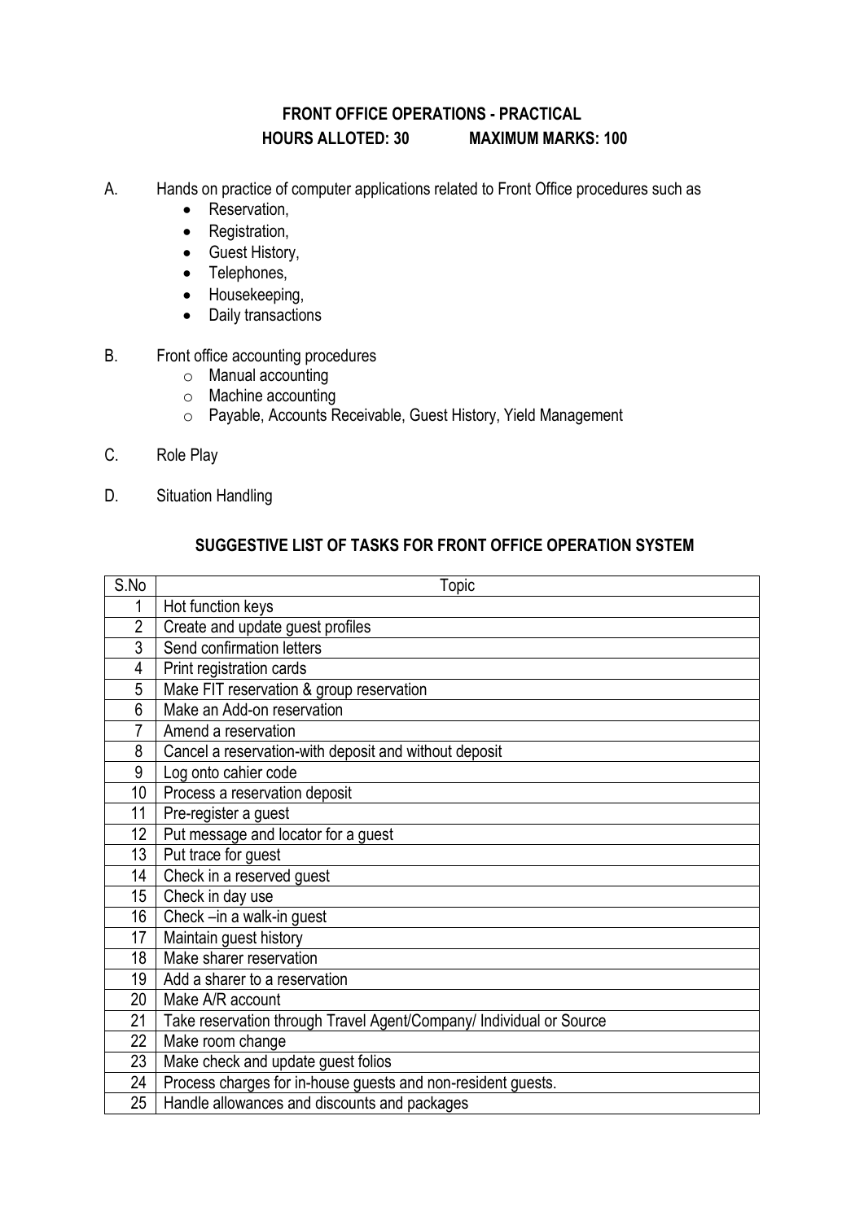## FRONT OFFICE OPERATIONS - PRACTICAL

**HOURS ALLOTED: 30 MAXIMUM MARKS: 100**

A. Hands on practice of computer applications related to Front Office procedures such as
- Reservation,
- Registration,
- Guest History,
- Telephones,
- Housekeeping,
- Daily transactions

B. Front office accounting procedures
- Manual accounting
- Machine accounting
- Payable, Accounts Receivable, Guest History, Yield Management

C. Role Play

D. Situation Handling

### SUGGESTIVE LIST OF TASKS FOR FRONT OFFICE OPERATION SYSTEM

| S.No | Topic |
|---|---|
| 1 | Hot function keys |
| 2 | Create and update guest profiles |
| 3 | Send confirmation letters |
| 4 | Print registration cards |
| 5 | Make FIT reservation & group reservation |
| 6 | Make an Add-on reservation |
| 7 | Amend a reservation |
| 8 | Cancel a reservation-with deposit and without deposit |
| 9 | Log onto cahier code |
| 10 | Process a reservation deposit |
| 11 | Pre-register a guest |
| 12 | Put message and locator for a guest |
| 13 | Put trace for guest |
| 14 | Check in a reserved guest |
| 15 | Check in day use |
| 16 | Check –in a walk-in guest |
| 17 | Maintain guest history |
| 18 | Make sharer reservation |
| 19 | Add a sharer to a reservation |
| 20 | Make A/R account |
| 21 | Take reservation through Travel Agent/Company/ Individual or Source |
| 22 | Make room change |
| 23 | Make check and update guest folios |
| 24 | Process charges for in-house guests and non-resident guests. |
| 25 | Handle allowances and discounts and packages |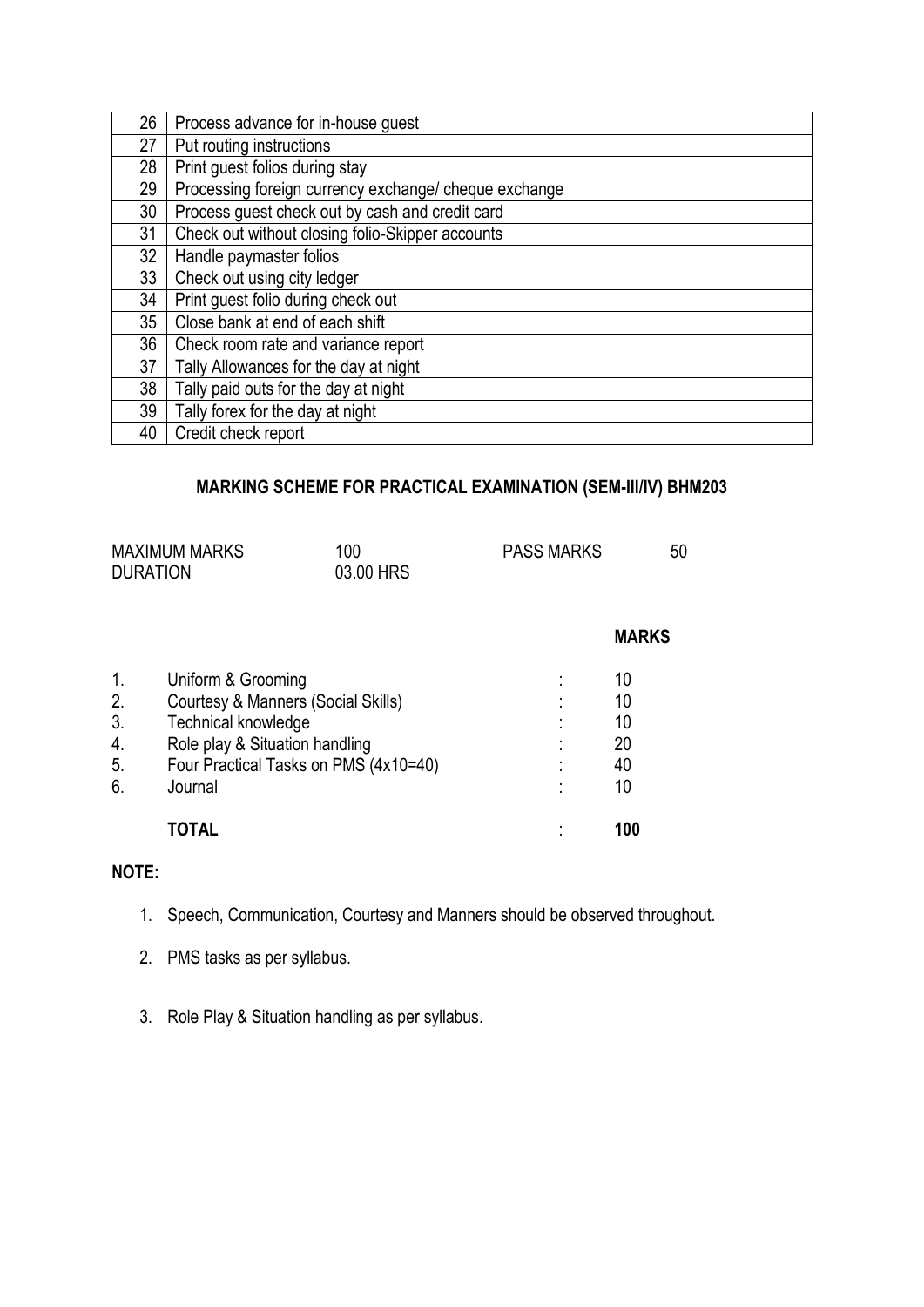| | |
|---|---|
| 26 | Process advance for in-house guest |
| 27 | Put routing instructions |
| 28 | Print guest folios during stay |
| 29 | Processing foreign currency exchange/ cheque exchange |
| 30 | Process guest check out by cash and credit card |
| 31 | Check out without closing folio-Skipper accounts |
| 32 | Handle paymaster folios |
| 33 | Check out using city ledger |
| 34 | Print guest folio during check out |
| 35 | Close bank at end of each shift |
| 36 | Check room rate and variance report |
| 37 | Tally Allowances for the day at night |
| 38 | Tally paid outs for the day at night |
| 39 | Tally forex for the day at night |
| 40 | Credit check report |

## MARKING SCHEME FOR PRACTICAL EXAMINATION (SEM-III/IV) BHM203

MAXIMUM MARKS 100 PASS MARKS 50
DURATION 03.00 HRS

| | | | **MARKS** |
|---|---|---|---|
| 1. | Uniform & Grooming | : | 10 |
| 2. | Courtesy & Manners (Social Skills) | : | 10 |
| 3. | Technical knowledge | : | 10 |
| 4. | Role play & Situation handling | : | 20 |
| 5. | Four Practical Tasks on PMS (4x10=40) | : | 40 |
| 6. | Journal | : | 10 |
| | **TOTAL** | : | **100** |

**NOTE:**

1. Speech, Communication, Courtesy and Manners should be observed throughout.
2. PMS tasks as per syllabus.
3. Role Play & Situation handling as per syllabus.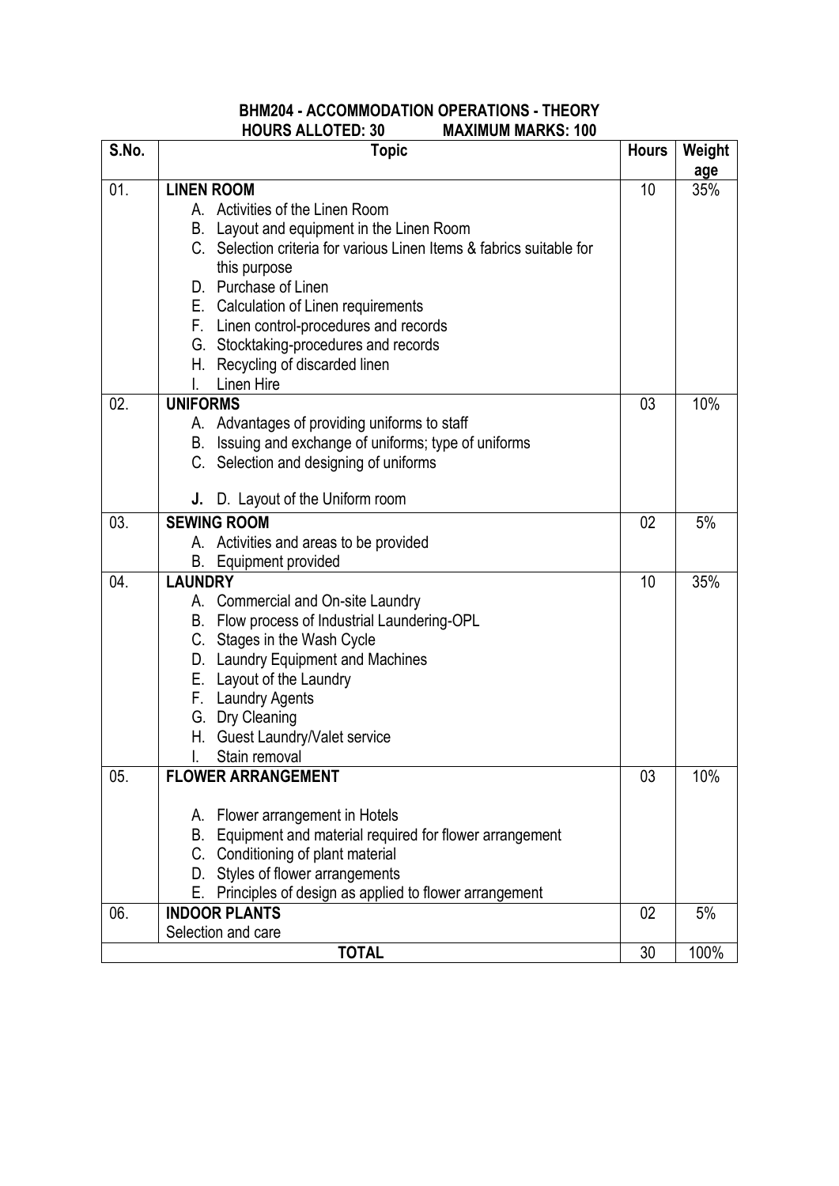**BHM204 - ACCOMMODATION OPERATIONS - THEORY**

**HOURS ALLOTED: 30 MAXIMUM MARKS: 100**

| S.No. | Topic | Hours | Weightage |
|---|---|---|---|
| 01. | **LINEN ROOM**<br>A. Activities of the Linen Room<br>B. Layout and equipment in the Linen Room<br>C. Selection criteria for various Linen Items & fabrics suitable for this purpose<br>D. Purchase of Linen<br>E. Calculation of Linen requirements<br>F. Linen control-procedures and records<br>G. Stocktaking-procedures and records<br>H. Recycling of discarded linen<br>I. Linen Hire | 10 | 35% |
| 02. | **UNIFORMS**<br>A. Advantages of providing uniforms to staff<br>B. Issuing and exchange of uniforms; type of uniforms<br>C. Selection and designing of uniforms<br>**J.** D. Layout of the Uniform room | 03 | 10% |
| 03. | **SEWING ROOM**<br>A. Activities and areas to be provided<br>B. Equipment provided | 02 | 5% |
| 04. | **LAUNDRY**<br>A. Commercial and On-site Laundry<br>B. Flow process of Industrial Laundering-OPL<br>C. Stages in the Wash Cycle<br>D. Laundry Equipment and Machines<br>E. Layout of the Laundry<br>F. Laundry Agents<br>G. Dry Cleaning<br>H. Guest Laundry/Valet service<br>I. Stain removal | 10 | 35% |
| 05. | **FLOWER ARRANGEMENT**<br>A. Flower arrangement in Hotels<br>B. Equipment and material required for flower arrangement<br>C. Conditioning of plant material<br>D. Styles of flower arrangements<br>E. Principles of design as applied to flower arrangement | 03 | 10% |
| 06. | **INDOOR PLANTS**<br>Selection and care | 02 | 5% |
| | **TOTAL** | 30 | 100% |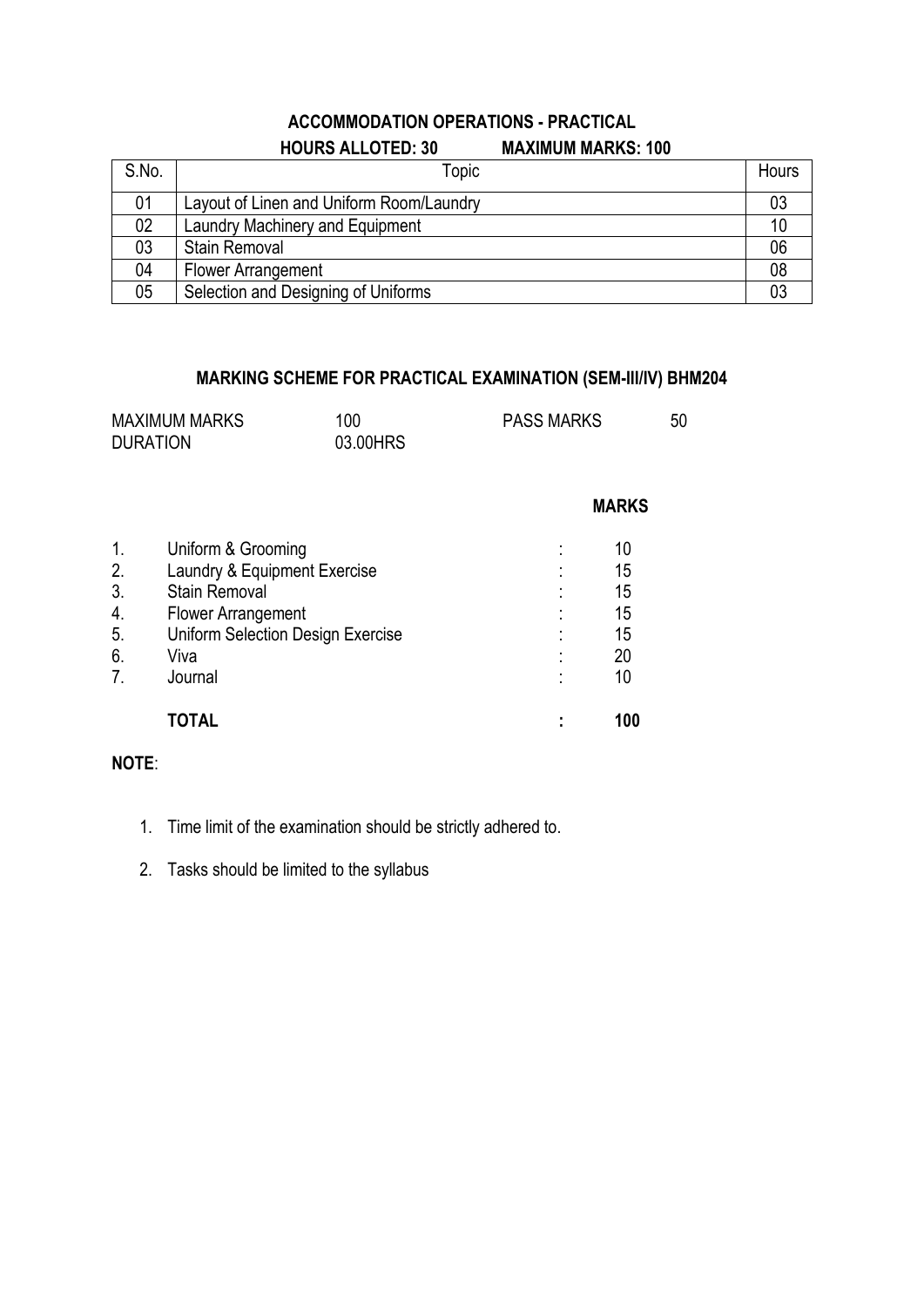## ACCOMMODATION OPERATIONS - PRACTICAL

**HOURS ALLOTED: 30 MAXIMUM MARKS: 100**

| S.No. | Topic | Hours |
|---|---|---|
| 01 | Layout of Linen and Uniform Room/Laundry | 03 |
| 02 | Laundry Machinery and Equipment | 10 |
| 03 | Stain Removal | 06 |
| 04 | Flower Arrangement | 08 |
| 05 | Selection and Designing of Uniforms | 03 |

## MARKING SCHEME FOR PRACTICAL EXAMINATION (SEM-III/IV) BHM204

| | | | |
|---|---|---|---|
| MAXIMUM MARKS | 100 | PASS MARKS | 50 |
| DURATION | 03.00HRS | | |

| | | | **MARKS** |
|---|---|---|---|
| 1. | Uniform & Grooming | : | 10 |
| 2. | Laundry & Equipment Exercise | : | 15 |
| 3. | Stain Removal | : | 15 |
| 4. | Flower Arrangement | : | 15 |
| 5. | Uniform Selection Design Exercise | : | 15 |
| 6. | Viva | : | 20 |
| 7. | Journal | : | 10 |
| | **TOTAL** | **:** | **100** |

**NOTE**:

1. Time limit of the examination should be strictly adhered to.
2. Tasks should be limited to the syllabus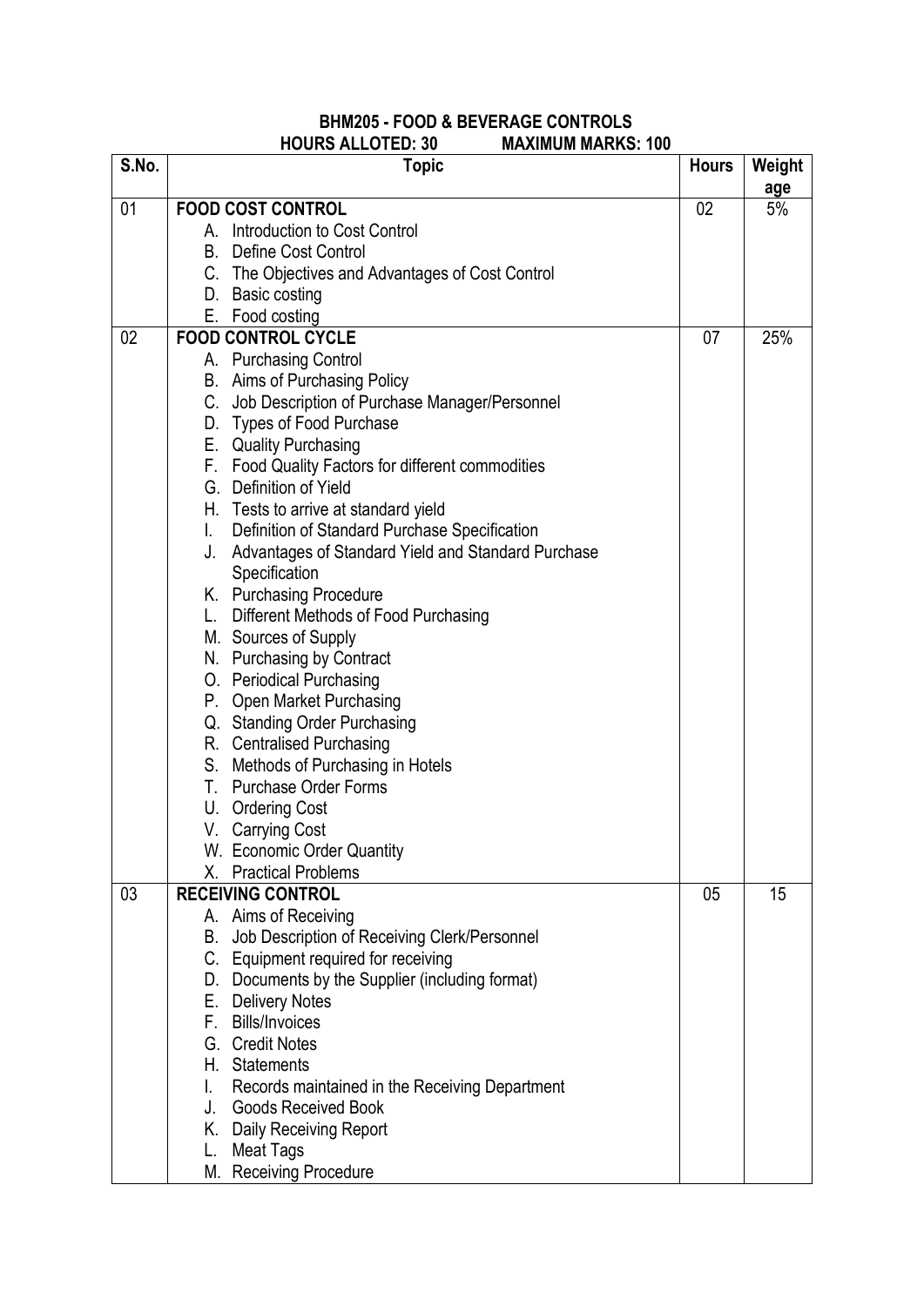**BHM205 - FOOD & BEVERAGE CONTROLS**
**HOURS ALLOTED: 30 MAXIMUM MARKS: 100**

| S.No. | Topic | Hours | Weight age |
|---|---|---|---|
| 01 | **FOOD COST CONTROL**<br>A. Introduction to Cost Control<br>B. Define Cost Control<br>C. The Objectives and Advantages of Cost Control<br>D. Basic costing<br>E. Food costing | 02 | 5% |
| 02 | **FOOD CONTROL CYCLE**<br>A. Purchasing Control<br>B. Aims of Purchasing Policy<br>C. Job Description of Purchase Manager/Personnel<br>D. Types of Food Purchase<br>E. Quality Purchasing<br>F. Food Quality Factors for different commodities<br>G. Definition of Yield<br>H. Tests to arrive at standard yield<br>I. Definition of Standard Purchase Specification<br>J. Advantages of Standard Yield and Standard Purchase Specification<br>K. Purchasing Procedure<br>L. Different Methods of Food Purchasing<br>M. Sources of Supply<br>N. Purchasing by Contract<br>O. Periodical Purchasing<br>P. Open Market Purchasing<br>Q. Standing Order Purchasing<br>R. Centralised Purchasing<br>S. Methods of Purchasing in Hotels<br>T. Purchase Order Forms<br>U. Ordering Cost<br>V. Carrying Cost<br>W. Economic Order Quantity<br>X. Practical Problems | 07 | 25% |
| 03 | **RECEIVING CONTROL**<br>A. Aims of Receiving<br>B. Job Description of Receiving Clerk/Personnel<br>C. Equipment required for receiving<br>D. Documents by the Supplier (including format)<br>E. Delivery Notes<br>F. Bills/Invoices<br>G. Credit Notes<br>H. Statements<br>I. Records maintained in the Receiving Department<br>J. Goods Received Book<br>K. Daily Receiving Report<br>L. Meat Tags<br>M. Receiving Procedure | 05 | 15 |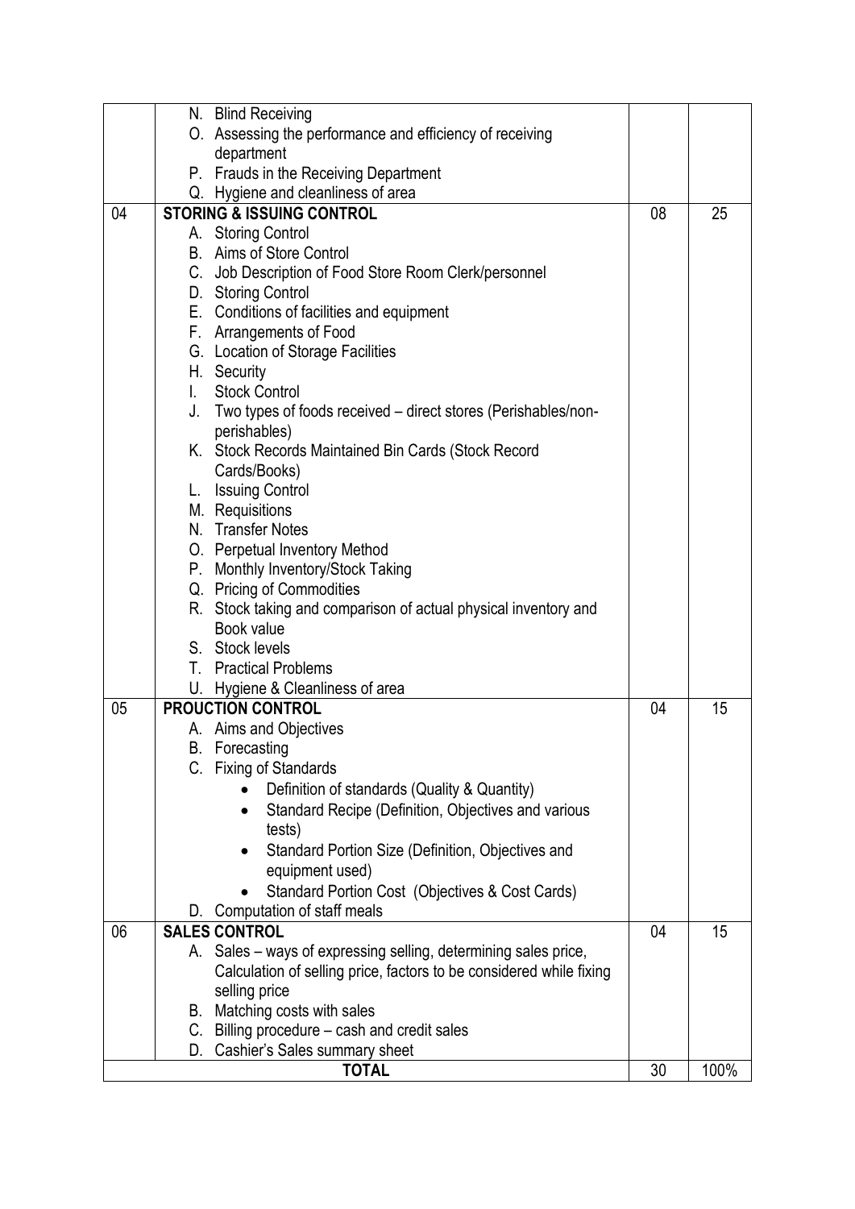| | | | |
|---|---|---|---|
| | N. Blind Receiving<br>O. Assessing the performance and efficiency of receiving department<br>P. Frauds in the Receiving Department<br>Q. Hygiene and cleanliness of area | | |
| 04 | **STORING & ISSUING CONTROL**<br>A. Storing Control<br>B. Aims of Store Control<br>C. Job Description of Food Store Room Clerk/personnel<br>D. Storing Control<br>E. Conditions of facilities and equipment<br>F. Arrangements of Food<br>G. Location of Storage Facilities<br>H. Security<br>I. Stock Control<br>J. Two types of foods received – direct stores (Perishables/non-perishables)<br>K. Stock Records Maintained Bin Cards (Stock Record Cards/Books)<br>L. Issuing Control<br>M. Requisitions<br>N. Transfer Notes<br>O. Perpetual Inventory Method<br>P. Monthly Inventory/Stock Taking<br>Q. Pricing of Commodities<br>R. Stock taking and comparison of actual physical inventory and Book value<br>S. Stock levels<br>T. Practical Problems<br>U. Hygiene & Cleanliness of area | 08 | 25 |
| 05 | **PROUCTION CONTROL**<br>A. Aims and Objectives<br>B. Forecasting<br>C. Fixing of Standards<br>• Definition of standards (Quality & Quantity)<br>• Standard Recipe (Definition, Objectives and various tests)<br>• Standard Portion Size (Definition, Objectives and equipment used)<br>• Standard Portion Cost (Objectives & Cost Cards)<br>D. Computation of staff meals | 04 | 15 |
| 06 | **SALES CONTROL**<br>A. Sales – ways of expressing selling, determining sales price, Calculation of selling price, factors to be considered while fixing selling price<br>B. Matching costs with sales<br>C. Billing procedure – cash and credit sales<br>D. Cashier's Sales summary sheet | 04 | 15 |
| | **TOTAL** | 30 | 100% |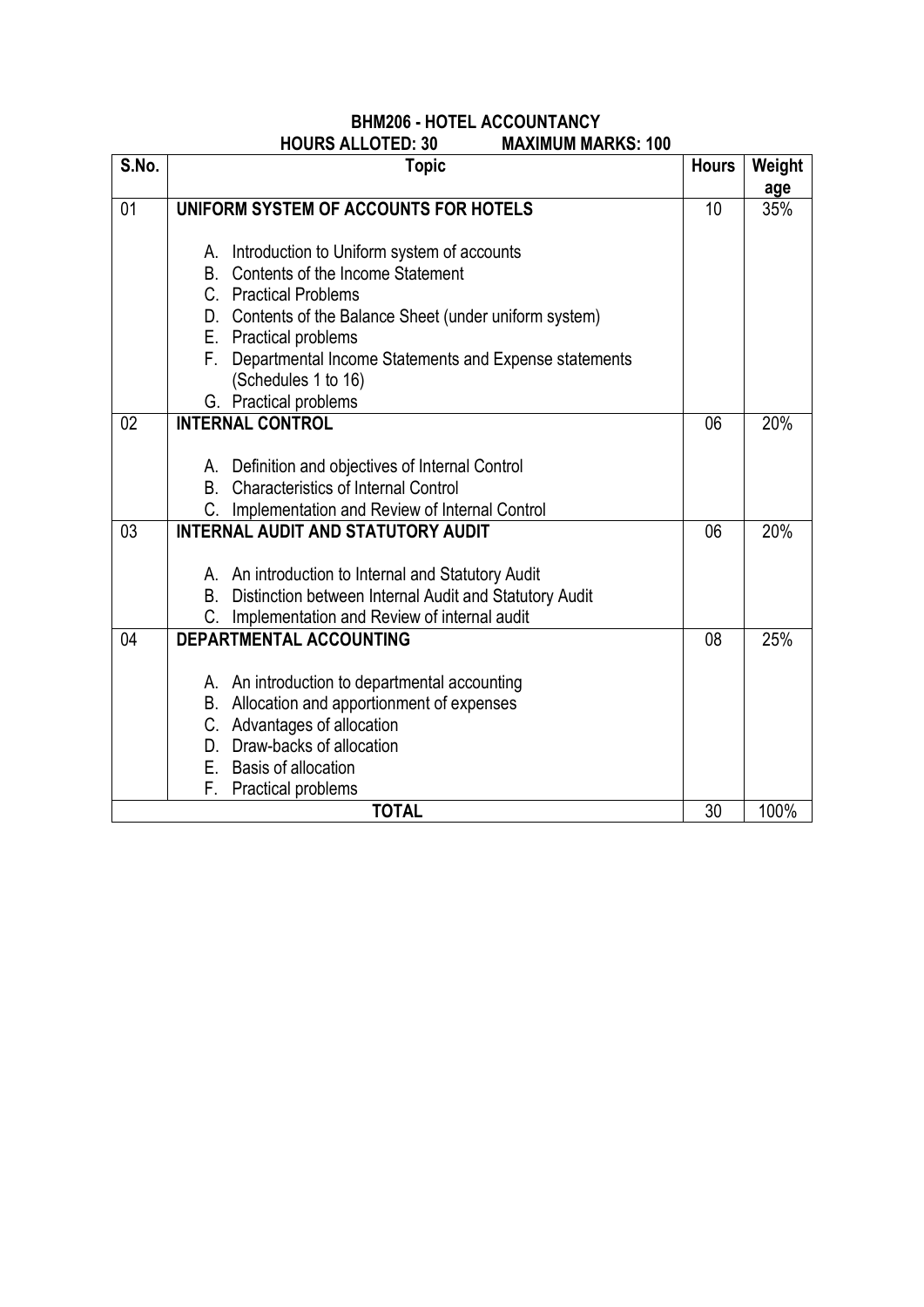# BHM206 - HOTEL ACCOUNTANCY

**HOURS ALLOTED: 30 MAXIMUM MARKS: 100**

| S.No. | Topic | Hours | Weightage |
|---|---|---|---|
| 01 | **UNIFORM SYSTEM OF ACCOUNTS FOR HOTELS**<br><br>A. Introduction to Uniform system of accounts<br>B. Contents of the Income Statement<br>C. Practical Problems<br>D. Contents of the Balance Sheet (under uniform system)<br>E. Practical problems<br>F. Departmental Income Statements and Expense statements (Schedules 1 to 16)<br>G. Practical problems | 10 | 35% |
| 02 | **INTERNAL CONTROL**<br><br>A. Definition and objectives of Internal Control<br>B. Characteristics of Internal Control<br>C. Implementation and Review of Internal Control | 06 | 20% |
| 03 | **INTERNAL AUDIT AND STATUTORY AUDIT**<br><br>A. An introduction to Internal and Statutory Audit<br>B. Distinction between Internal Audit and Statutory Audit<br>C. Implementation and Review of internal audit | 06 | 20% |
| 04 | **DEPARTMENTAL ACCOUNTING**<br><br>A. An introduction to departmental accounting<br>B. Allocation and apportionment of expenses<br>C. Advantages of allocation<br>D. Draw-backs of allocation<br>E. Basis of allocation<br>F. Practical problems | 08 | 25% |
| | **TOTAL** | 30 | 100% |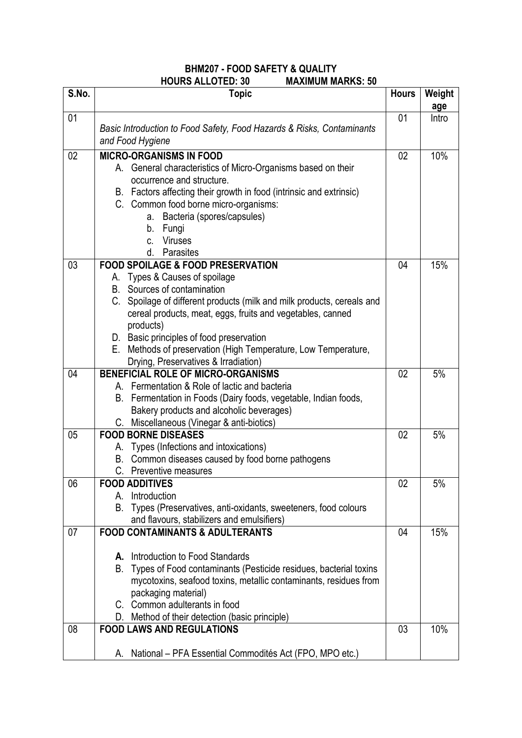**BHM207 - FOOD SAFETY & QUALITY**

**HOURS ALLOTED: 30 MAXIMUM MARKS: 50**

| S.No. | Topic | Hours | Weightage |
|---|---|---|---|
| 01 | *Basic Introduction to Food Safety, Food Hazards & Risks, Contaminants and Food Hygiene* | 01 | Intro |
| 02 | **MICRO-ORGANISMS IN FOOD**<br>A. General characteristics of Micro-Organisms based on their occurrence and structure.<br>B. Factors affecting their growth in food (intrinsic and extrinsic)<br>C. Common food borne micro-organisms:<br>a. Bacteria (spores/capsules)<br>b. Fungi<br>c. Viruses<br>d. Parasites | 02 | 10% |
| 03 | **FOOD SPOILAGE & FOOD PRESERVATION**<br>A. Types & Causes of spoilage<br>B. Sources of contamination<br>C. Spoilage of different products (milk and milk products, cereals and cereal products, meat, eggs, fruits and vegetables, canned products)<br>D. Basic principles of food preservation<br>E. Methods of preservation (High Temperature, Low Temperature, Drying, Preservatives & Irradiation) | 04 | 15% |
| 04 | **BENEFICIAL ROLE OF MICRO-ORGANISMS**<br>A. Fermentation & Role of lactic and bacteria<br>B. Fermentation in Foods (Dairy foods, vegetable, Indian foods, Bakery products and alcoholic beverages)<br>C. Miscellaneous (Vinegar & anti-biotics) | 02 | 5% |
| 05 | **FOOD BORNE DISEASES**<br>A. Types (Infections and intoxications)<br>B. Common diseases caused by food borne pathogens<br>C. Preventive measures | 02 | 5% |
| 06 | **FOOD ADDITIVES**<br>A. Introduction<br>B. Types (Preservatives, anti-oxidants, sweeteners, food colours and flavours, stabilizers and emulsifiers) | 02 | 5% |
| 07 | **FOOD CONTAMINANTS & ADULTERANTS**<br>**A.** Introduction to Food Standards<br>B. Types of Food contaminants (Pesticide residues, bacterial toxins mycotoxins, seafood toxins, metallic contaminants, residues from packaging material)<br>C. Common adulterants in food<br>D. Method of their detection (basic principle) | 04 | 15% |
| 08 | **FOOD LAWS AND REGULATIONS**<br>A. National – PFA Essential Commodités Act (FPO, MPO etc.) | 03 | 10% |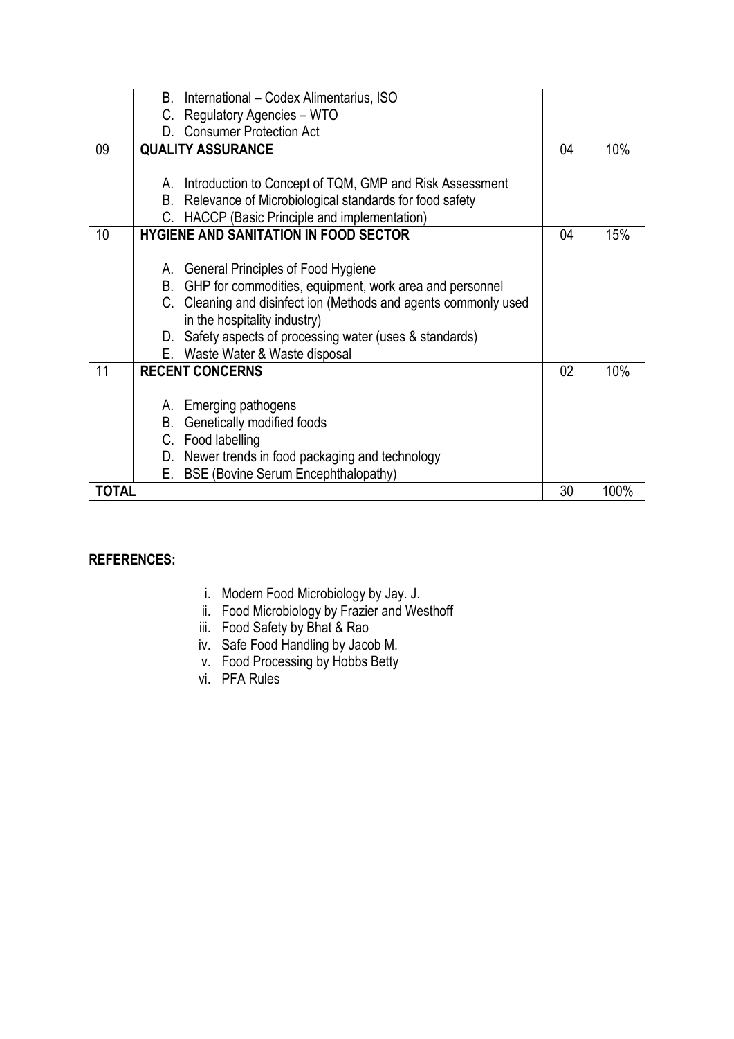| | | | |
|---|---|---|---|
| | B. International – Codex Alimentarius, ISO<br>C. Regulatory Agencies – WTO<br>D. Consumer Protection Act | | |
| 09 | **QUALITY ASSURANCE**<br><br>A. Introduction to Concept of TQM, GMP and Risk Assessment<br>B. Relevance of Microbiological standards for food safety<br>C. HACCP (Basic Principle and implementation) | 04 | 10% |
| 10 | **HYGIENE AND SANITATION IN FOOD SECTOR**<br><br>A. General Principles of Food Hygiene<br>B. GHP for commodities, equipment, work area and personnel<br>C. Cleaning and disinfect ion (Methods and agents commonly used in the hospitality industry)<br>D. Safety aspects of processing water (uses & standards)<br>E. Waste Water & Waste disposal | 04 | 15% |
| 11 | **RECENT CONCERNS**<br><br>A. Emerging pathogens<br>B. Genetically modified foods<br>C. Food labelling<br>D. Newer trends in food packaging and technology<br>E. BSE (Bovine Serum Encephthalopathy) | 02 | 10% |
| **TOTAL** | | 30 | 100% |

**REFERENCES:**

i. Modern Food Microbiology by Jay. J.
ii. Food Microbiology by Frazier and Westhoff
iii. Food Safety by Bhat & Rao
iv. Safe Food Handling by Jacob M.
v. Food Processing by Hobbs Betty
vi. PFA Rules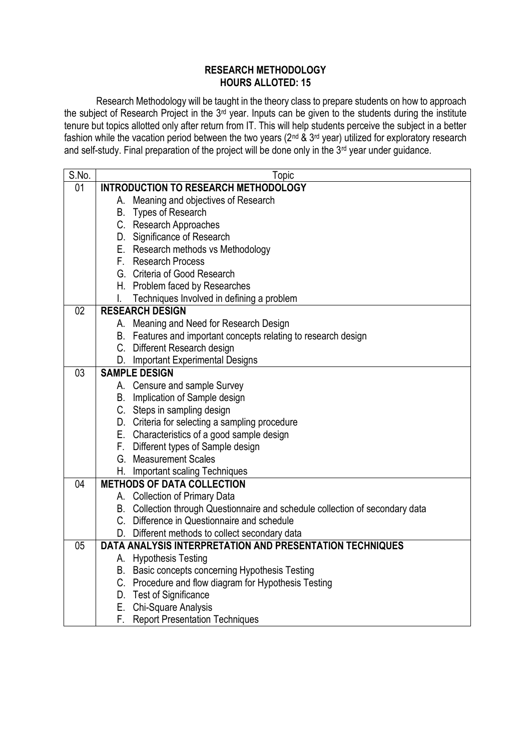## RESEARCH METHODOLOGY
## HOURS ALLOTED: 15

Research Methodology will be taught in the theory class to prepare students on how to approach the subject of Research Project in the 3rd year. Inputs can be given to the students during the institute tenure but topics allotted only after return from IT. This will help students perceive the subject in a better fashion while the vacation period between the two years (2nd & 3rd year) utilized for exploratory research and self-study. Final preparation of the project will be done only in the 3rd year under guidance.

| S.No. | Topic |
|---|---|
| 01 | **INTRODUCTION TO RESEARCH METHODOLOGY**<br>A. Meaning and objectives of Research<br>B. Types of Research<br>C. Research Approaches<br>D. Significance of Research<br>E. Research methods vs Methodology<br>F. Research Process<br>G. Criteria of Good Research<br>H. Problem faced by Researches<br>I. Techniques Involved in defining a problem |
| 02 | **RESEARCH DESIGN**<br>A. Meaning and Need for Research Design<br>B. Features and important concepts relating to research design<br>C. Different Research design<br>D. Important Experimental Designs |
| 03 | **SAMPLE DESIGN**<br>A. Censure and sample Survey<br>B. Implication of Sample design<br>C. Steps in sampling design<br>D. Criteria for selecting a sampling procedure<br>E. Characteristics of a good sample design<br>F. Different types of Sample design<br>G. Measurement Scales<br>H. Important scaling Techniques |
| 04 | **METHODS OF DATA COLLECTION**<br>A. Collection of Primary Data<br>B. Collection through Questionnaire and schedule collection of secondary data<br>C. Difference in Questionnaire and schedule<br>D. Different methods to collect secondary data |
| 05 | **DATA ANALYSIS INTERPRETATION AND PRESENTATION TECHNIQUES**<br>A. Hypothesis Testing<br>B. Basic concepts concerning Hypothesis Testing<br>C. Procedure and flow diagram for Hypothesis Testing<br>D. Test of Significance<br>E. Chi-Square Analysis<br>F. Report Presentation Techniques |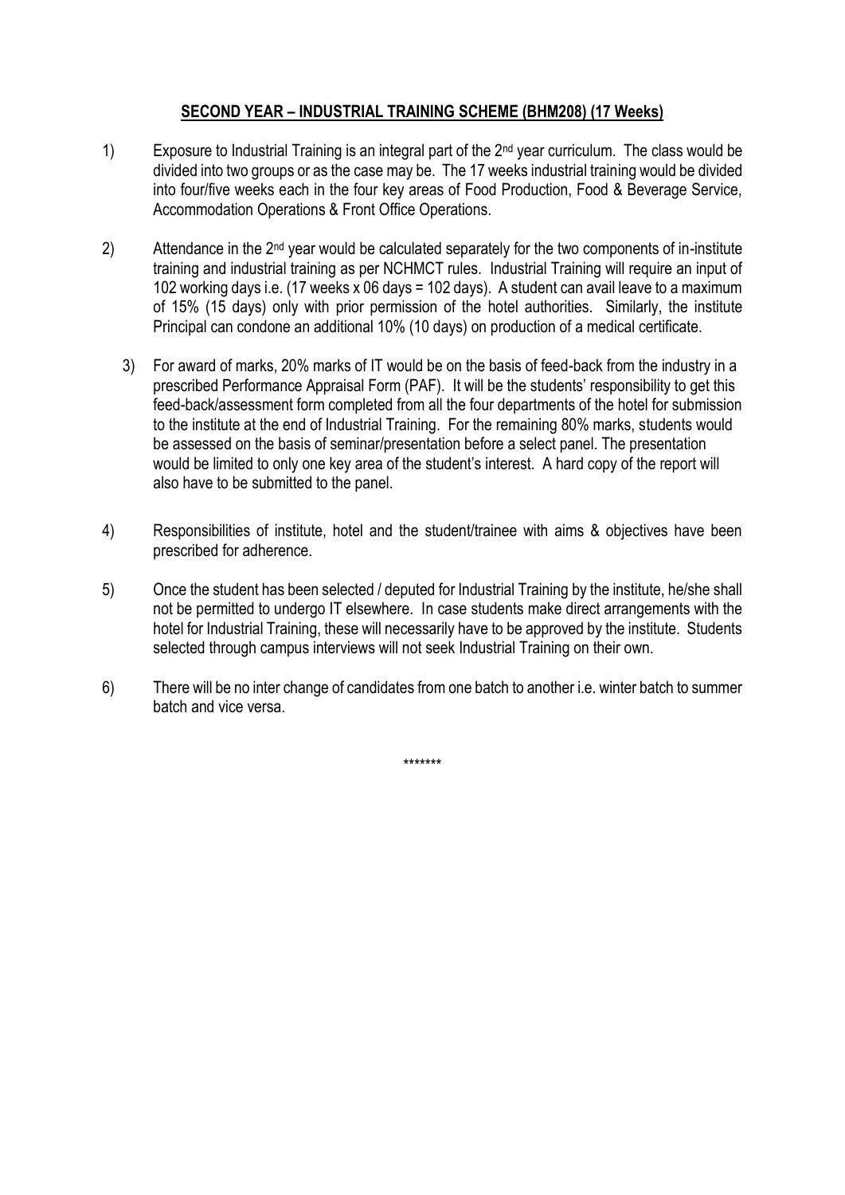**SECOND YEAR – INDUSTRIAL TRAINING SCHEME (BHM208) (17 Weeks)**

1) Exposure to Industrial Training is an integral part of the 2nd year curriculum. The class would be divided into two groups or as the case may be. The 17 weeks industrial training would be divided into four/five weeks each in the four key areas of Food Production, Food & Beverage Service, Accommodation Operations & Front Office Operations.

2) Attendance in the 2nd year would be calculated separately for the two components of in-institute training and industrial training as per NCHMCT rules. Industrial Training will require an input of 102 working days i.e. (17 weeks x 06 days = 102 days). A student can avail leave to a maximum of 15% (15 days) only with prior permission of the hotel authorities. Similarly, the institute Principal can condone an additional 10% (10 days) on production of a medical certificate.

3) For award of marks, 20% marks of IT would be on the basis of feed-back from the industry in a prescribed Performance Appraisal Form (PAF). It will be the students' responsibility to get this feed-back/assessment form completed from all the four departments of the hotel for submission to the institute at the end of Industrial Training. For the remaining 80% marks, students would be assessed on the basis of seminar/presentation before a select panel. The presentation would be limited to only one key area of the student's interest. A hard copy of the report will also have to be submitted to the panel.

4) Responsibilities of institute, hotel and the student/trainee with aims & objectives have been prescribed for adherence.

5) Once the student has been selected / deputed for Industrial Training by the institute, he/she shall not be permitted to undergo IT elsewhere. In case students make direct arrangements with the hotel for Industrial Training, these will necessarily have to be approved by the institute. Students selected through campus interviews will not seek Industrial Training on their own.

6) There will be no inter change of candidates from one batch to another i.e. winter batch to summer batch and vice versa.

*******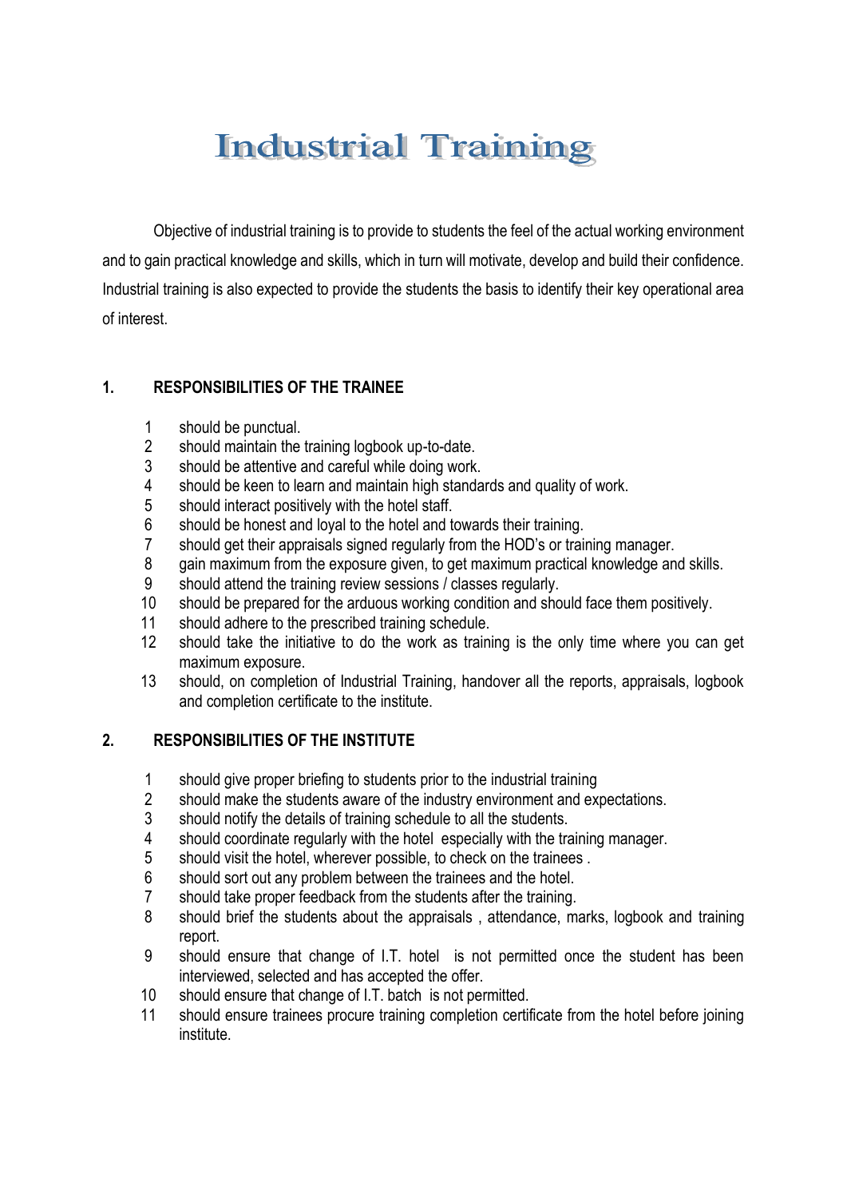# Industrial Training

Objective of industrial training is to provide to students the feel of the actual working environment and to gain practical knowledge and skills, which in turn will motivate, develop and build their confidence. Industrial training is also expected to provide the students the basis to identify their key operational area of interest.

## 1. RESPONSIBILITIES OF THE TRAINEE

1. should be punctual.
2. should maintain the training logbook up-to-date.
3. should be attentive and careful while doing work.
4. should be keen to learn and maintain high standards and quality of work.
5. should interact positively with the hotel staff.
6. should be honest and loyal to the hotel and towards their training.
7. should get their appraisals signed regularly from the HOD's or training manager.
8. gain maximum from the exposure given, to get maximum practical knowledge and skills.
9. should attend the training review sessions / classes regularly.
10. should be prepared for the arduous working condition and should face them positively.
11. should adhere to the prescribed training schedule.
12. should take the initiative to do the work as training is the only time where you can get maximum exposure.
13. should, on completion of Industrial Training, handover all the reports, appraisals, logbook and completion certificate to the institute.

## 2. RESPONSIBILITIES OF THE INSTITUTE

1. should give proper briefing to students prior to the industrial training
2. should make the students aware of the industry environment and expectations.
3. should notify the details of training schedule to all the students.
4. should coordinate regularly with the hotel especially with the training manager.
5. should visit the hotel, wherever possible, to check on the trainees .
6. should sort out any problem between the trainees and the hotel.
7. should take proper feedback from the students after the training.
8. should brief the students about the appraisals , attendance, marks, logbook and training report.
9. should ensure that change of I.T. hotel is not permitted once the student has been interviewed, selected and has accepted the offer.
10. should ensure that change of I.T. batch is not permitted.
11. should ensure trainees procure training completion certificate from the hotel before joining institute.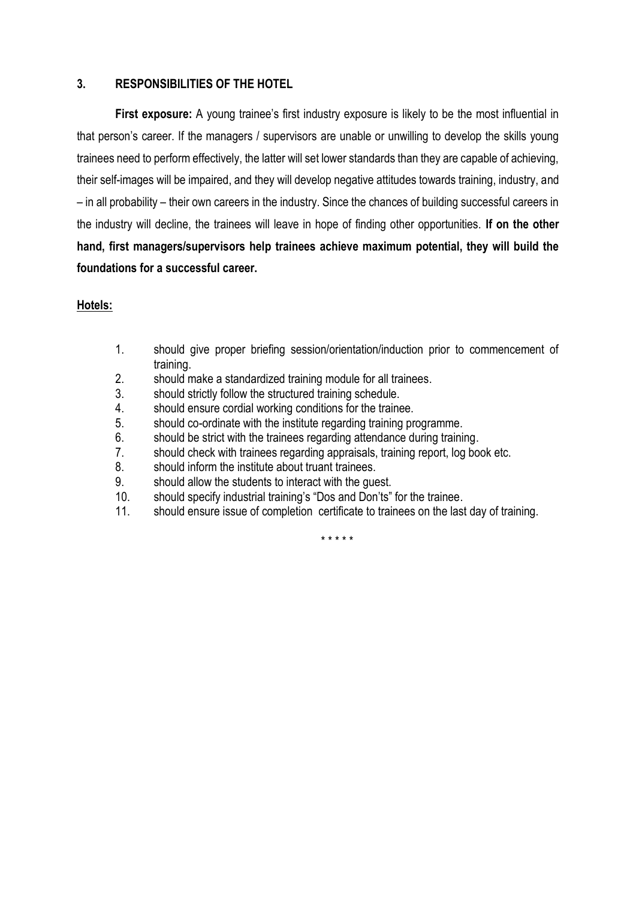## 3. RESPONSIBILITIES OF THE HOTEL

**First exposure:** A young trainee's first industry exposure is likely to be the most influential in that person's career. If the managers / supervisors are unable or unwilling to develop the skills young trainees need to perform effectively, the latter will set lower standards than they are capable of achieving, their self-images will be impaired, and they will develop negative attitudes towards training, industry, and – in all probability – their own careers in the industry. Since the chances of building successful careers in the industry will decline, the trainees will leave in hope of finding other opportunities. **If on the other hand, first managers/supervisors help trainees achieve maximum potential, they will build the foundations for a successful career.**

**<u>Hotels:</u>**

1. should give proper briefing session/orientation/induction prior to commencement of training.
2. should make a standardized training module for all trainees.
3. should strictly follow the structured training schedule.
4. should ensure cordial working conditions for the trainee.
5. should co-ordinate with the institute regarding training programme.
6. should be strict with the trainees regarding attendance during training.
7. should check with trainees regarding appraisals, training report, log book etc.
8. should inform the institute about truant trainees.
9. should allow the students to interact with the guest.
10. should specify industrial training's "Dos and Don'ts" for the trainee.
11. should ensure issue of completion certificate to trainees on the last day of training.

\* \* \* \* \*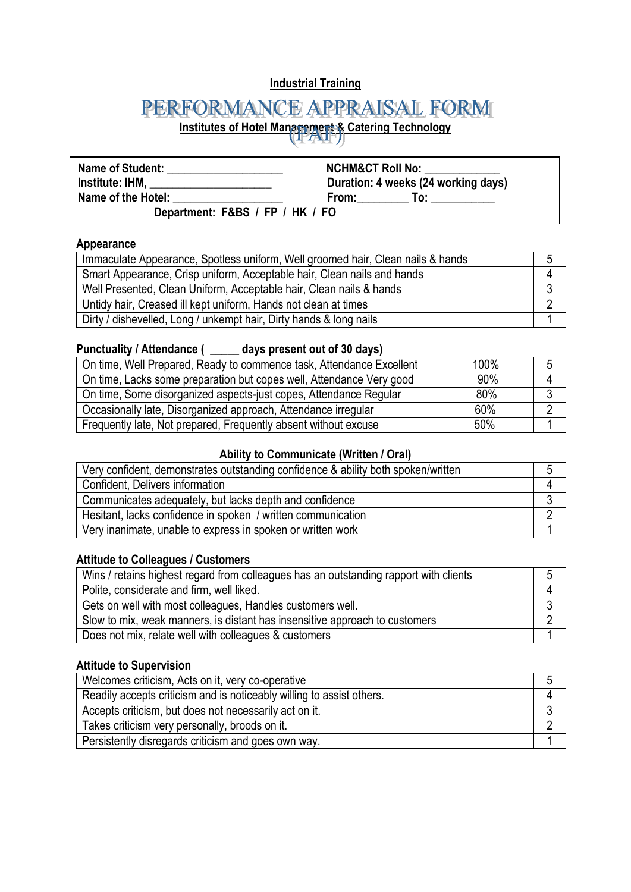**Industrial Training**

# PERFORMANCE APPRAISAL FORM (PAF)

**Institutes of Hotel Management & Catering Technology**

| | |
|---|---|
| **Name of Student:** ___________________ | **NCHM&CT Roll No:** ____________ |
| **Institute: IHM,** ____________________ | **Duration: 4 weeks (24 working days)** |
| **Name of the Hotel:** __________________ | **From:**________ **To:** ___________ |
| **Department: F&BS / FP / HK / FO** | |

**Appearance**

| | |
|---|---|
| Immaculate Appearance, Spotless uniform, Well groomed hair, Clean nails & hands | 5 |
| Smart Appearance, Crisp uniform, Acceptable hair, Clean nails and hands | 4 |
| Well Presented, Clean Uniform, Acceptable hair, Clean nails & hands | 3 |
| Untidy hair, Creased ill kept uniform, Hands not clean at times | 2 |
| Dirty / dishevelled, Long / unkempt hair, Dirty hands & long nails | 1 |

**Punctuality / Attendance ( _____ days present out of 30 days)**

| | | |
|---|---|---|
| On time, Well Prepared, Ready to commence task, Attendance Excellent | 100% | 5 |
| On time, Lacks some preparation but copes well, Attendance Very good | 90% | 4 |
| On time, Some disorganized aspects-just copes, Attendance Regular | 80% | 3 |
| Occasionally late, Disorganized approach, Attendance irregular | 60% | 2 |
| Frequently late, Not prepared, Frequently absent without excuse | 50% | 1 |

**Ability to Communicate (Written / Oral)**

| | |
|---|---|
| Very confident, demonstrates outstanding confidence & ability both spoken/written | 5 |
| Confident, Delivers information | 4 |
| Communicates adequately, but lacks depth and confidence | 3 |
| Hesitant, lacks confidence in spoken / written communication | 2 |
| Very inanimate, unable to express in spoken or written work | 1 |

**Attitude to Colleagues / Customers**

| | |
|---|---|
| Wins / retains highest regard from colleagues has an outstanding rapport with clients | 5 |
| Polite, considerate and firm, well liked. | 4 |
| Gets on well with most colleagues, Handles customers well. | 3 |
| Slow to mix, weak manners, is distant has insensitive approach to customers | 2 |
| Does not mix, relate well with colleagues & customers | 1 |

**Attitude to Supervision**

| | |
|---|---|
| Welcomes criticism, Acts on it, very co-operative | 5 |
| Readily accepts criticism and is noticeably willing to assist others. | 4 |
| Accepts criticism, but does not necessarily act on it. | 3 |
| Takes criticism very personally, broods on it. | 2 |
| Persistently disregards criticism and goes own way. | 1 |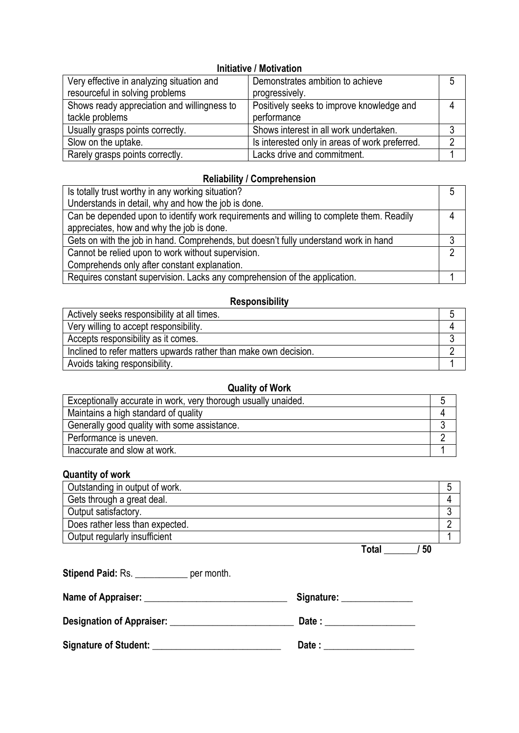### Initiative / Motivation

| | | |
|---|---|---|
| Very effective in analyzing situation and resourceful in solving problems | Demonstrates ambition to achieve progressively. | 5 |
| Shows ready appreciation and willingness to tackle problems | Positively seeks to improve knowledge and performance | 4 |
| Usually grasps points correctly. | Shows interest in all work undertaken. | 3 |
| Slow on the uptake. | Is interested only in areas of work preferred. | 2 |
| Rarely grasps points correctly. | Lacks drive and commitment. | 1 |

### Reliability / Comprehension

| | |
|---|---|
| Is totally trust worthy in any working situation? Understands in detail, why and how the job is done. | 5 |
| Can be depended upon to identify work requirements and willing to complete them. Readily appreciates, how and why the job is done. | 4 |
| Gets on with the job in hand. Comprehends, but doesn't fully understand work in hand | 3 |
| Cannot be relied upon to work without supervision. Comprehends only after constant explanation. | 2 |
| Requires constant supervision. Lacks any comprehension of the application. | 1 |

### Responsibility

| | |
|---|---|
| Actively seeks responsibility at all times. | 5 |
| Very willing to accept responsibility. | 4 |
| Accepts responsibility as it comes. | 3 |
| Inclined to refer matters upwards rather than make own decision. | 2 |
| Avoids taking responsibility. | 1 |

### Quality of Work

| | |
|---|---|
| Exceptionally accurate in work, very thorough usually unaided. | 5 |
| Maintains a high standard of quality | 4 |
| Generally good quality with some assistance. | 3 |
| Performance is uneven. | 2 |
| Inaccurate and slow at work. | 1 |

### Quantity of work

| | |
|---|---|
| Outstanding in output of work. | 5 |
| Gets through a great deal. | 4 |
| Output satisfactory. | 3 |
| Does rather less than expected. | 2 |
| Output regularly insufficient | 1 |

**Total** _______/ **50**

**Stipend Paid:** Rs. ___________ per month.

**Name of Appraiser:** ______________________________ **Signature:** _______________

**Designation of Appraiser:** __________________________ **Date :** ___________________

**Signature of Student:** ___________________________ **Date :** ___________________